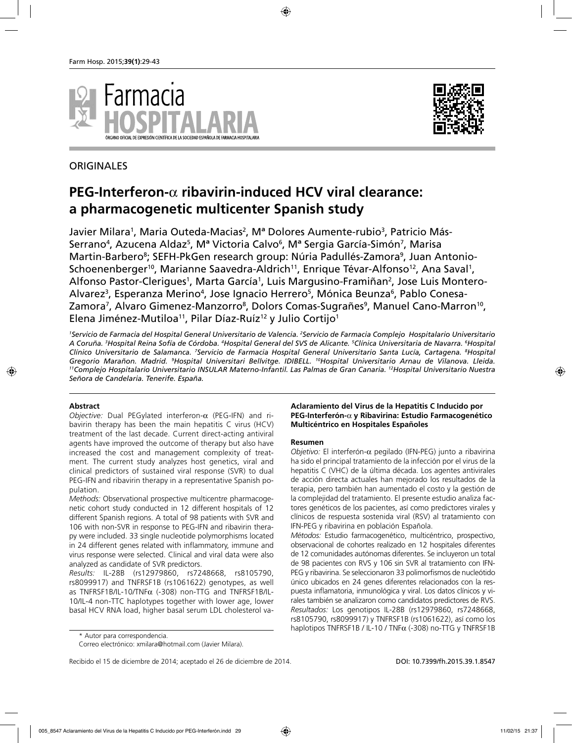ORIGINALES

# PEG-Interferon-α ribavirin-induced HCV viral clearance: a pharmacogenetic multicenter Spanish study

Javier Milara[1], Maria Outeda-Macias[2], Mª Dolores Aumente-rubio[3], Patricio Más-Serrano[4], Azucena Aldaz[5], Mª Victoria Calvo[6], Mª Sergia García-Simón[7], Marisa Martin-Barbero[8]; SEFH-PkGen research group: Núria Padullés-Zamora[9], Juan Antonio-Schoenenberger[10], Marianne Saavedra-Aldrich[11], Enrique Tévar-Alfonso[12], Ana Saval[1], Alfonso Pastor-Clerigues[1], Marta García[1], Luis Margusino-Framiñan[2], Jose Luis Montero-Alvarez[3], Esperanza Merino[4], Jose Ignacio Herrero[5], Mónica Beunza[6], Pablo Conesa-Zamora[7], Alvaro Gimenez-Manzorro[8], Dolors Comas-Sugrañes[9], Manuel Cano-Marron[10], Elena Jiménez-Mutiloa[11], Pilar Díaz-Ruíz[12] y Julio Cortijo[1]

*[1]Servicio de Farmacia del Hospital General Universitario de Valencia. [2]Servicio de Farmacia Complejo Hospitalario Universitario A Coruña. [3]Hospital Reina Sofía de Córdoba. [4]Hospital General del SVS de Alicante. [5]Clínica Universitaria de Navarra. [6]Hospital Clínico Universitario de Salamanca. [7]Servicio de Farmacia Hospital General Universitario Santa Lucía, Cartagena. [8]Hospital Gregorio Marañon. Madrid. [9]Hospital Universitari Bellvitge. IDIBELL. [10]Hospital Universitario Arnau de Vilanova. Lleida. [11]Complejo Hospitalario Universitario INSULAR Materno-Infantil. Las Palmas de Gran Canaria. [12]Hospital Universitario Nuestra Señora de Candelaria. Tenerife. España.*

## Abstract

*Objective:* Dual PEGylated interferon-α (PEG-IFN) and ribavirin therapy has been the main hepatitis C virus (HCV) treatment of the last decade. Current direct-acting antiviral agents have improved the outcome of therapy but also have increased the cost and management complexity of treatment. The current study analyzes host genetics, viral and clinical predictors of sustained viral response (SVR) to dual PEG-IFN and ribavirin therapy in a representative Spanish population.

*Methods:* Observational prospective multicentre pharmacogenetic cohort study conducted in 12 different hospitals of 12 different Spanish regions. A total of 98 patients with SVR and 106 with non-SVR in response to PEG-IFN and ribavirin therapy were included. 33 single nucleotide polymorphisms located in 24 different genes related with inflammatory, immune and virus response were selected. Clinical and viral data were also analyzed as candidate of SVR predictors.

*Results:* IL-28B (rs12979860, rs7248668, rs8105790, rs8099917) and TNFRSF1B (rs1061622) genotypes, as well as TNFRSF1B/IL-10/TNFα (-308) non-TTG and TNFRSF1B/IL-10/IL-4 non-TTC haplotypes together with lower age, lower basal HCV RNA load, higher basal serum LDL cholesterol va-

### Aclaramiento del Virus de la Hepatitis C Inducido por PEG-Interferón-α y Ribavirina: Estudio Farmacogenético Multicéntrico en Hospitales Españoles

## Resumen

*Objetivo:* El interferón-α pegilado (IFN-PEG) junto a ribavirina ha sido el principal tratamiento de la infección por el virus de la hepatitis C (VHC) de la última década. Los agentes antivirales de acción directa actuales han mejorado los resultados de la terapia, pero también han aumentado el costo y la gestión de la complejidad del tratamiento. El presente estudio analiza factores genéticos de los pacientes, así como predictores virales y clínicos de respuesta sostenida viral (RSV) al tratamiento con IFN-PEG y ribavirina en población Española.

*Métodos:* Estudio farmacogenético, multicéntrico, prospectivo, observacional de cohortes realizado en 12 hospitales diferentes de 12 comunidades autónomas diferentes. Se incluyeron un total de 98 pacientes con RVS y 106 sin SVR al tratamiento con IFN-PEG y ribavirina. Se seleccionaron 33 polimorfismos de nucleótido único ubicados en 24 genes diferentes relacionados con la respuesta inflamatoria, inmunológica y viral. Los datos clínicos y virales también se analizaron como candidatos predictores de RVS.

*Resultados:* Los genotipos IL-28B (rs12979860, rs7248668, rs8105790, rs8099917) y TNFRSF1B (rs1061622), así como los haplotipos TNFRSF1B / IL-10 / TNFα (-308) no-TTG y TNFRSF1B

\* Autor para correspondencia.
Correo electrónico: xmilara@hotmail.com (Javier Milara).

Recibido el 15 de diciembre de 2014; aceptado el 26 de diciembre de 2014.

DOI: 10.7399/fh.2015.39.1.8547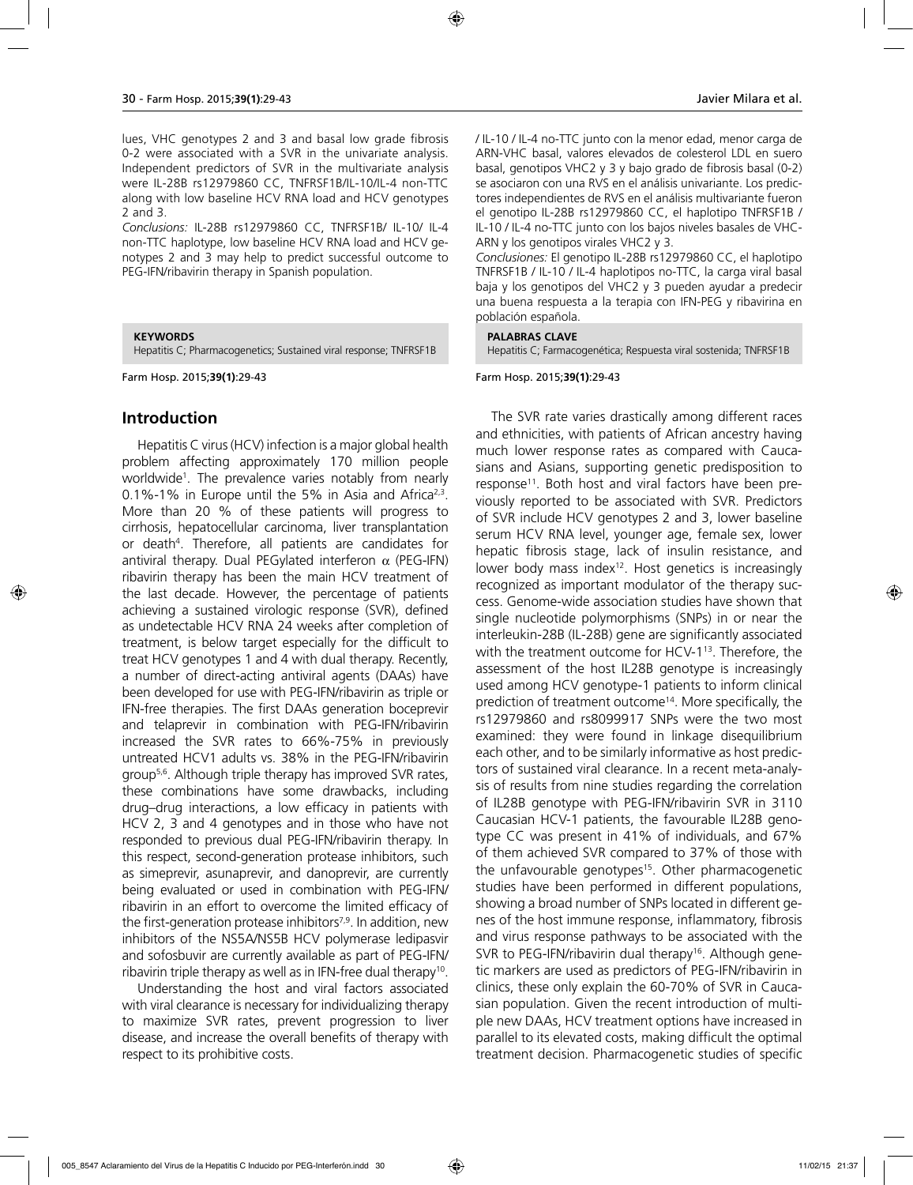lues, VHC genotypes 2 and 3 and basal low grade fibrosis 0-2 were associated with a SVR in the univariate analysis. Independent predictors of SVR in the multivariate analysis were IL-28B rs12979860 CC, TNFRSF1B/IL-10/IL-4 non-TTC along with low baseline HCV RNA load and HCV genotypes 2 and 3.

*Conclusions:* IL-28B rs12979860 CC, TNFRSF1B/ IL-10/ IL-4 non-TTC haplotype, low baseline HCV RNA load and HCV genotypes 2 and 3 may help to predict successful outcome to PEG-IFN/ribavirin therapy in Spanish population.

**KEYWORDS**
Hepatitis C; Pharmacogenetics; Sustained viral response; TNFRSF1B

/ IL-10 / IL-4 no-TTC junto con la menor edad, menor carga de ARN-VHC basal, valores elevados de colesterol LDL en suero basal, genotipos VHC2 y 3 y bajo grado de fibrosis basal (0-2) se asociaron con una RVS en el análisis univariante. Los predictores independientes de RVS en el análisis multivariante fueron el genotipo IL-28B rs12979860 CC, el haplotipo TNFRSF1B / IL-10 / IL-4 no-TTC junto con los bajos niveles basales de VHC-ARN y los genotipos virales VHC2 y 3.

*Conclusiones:* El genotipo IL-28B rs12979860 CC, el haplotipo TNFRSF1B / IL-10 / IL-4 haplotipos no-TTC, la carga viral basal baja y los genotipos del VHC2 y 3 pueden ayudar a predecir una buena respuesta a la terapia con IFN-PEG y ribavirina en población española.

**PALABRAS CLAVE**
Hepatitis C; Farmacogenética; Respuesta viral sostenida; TNFRSF1B

## Introduction

Hepatitis C virus (HCV) infection is a major global health problem affecting approximately 170 million people worldwide[1]. The prevalence varies notably from nearly 0.1%-1% in Europe until the 5% in Asia and Africa[2,3]. More than 20 % of these patients will progress to cirrhosis, hepatocellular carcinoma, liver transplantation or death[4]. Therefore, all patients are candidates for antiviral therapy. Dual PEGylated interferon $\alpha$ (PEG-IFN) ribavirin therapy has been the main HCV treatment of the last decade. However, the percentage of patients achieving a sustained virologic response (SVR), defined as undetectable HCV RNA 24 weeks after completion of treatment, is below target especially for the difficult to treat HCV genotypes 1 and 4 with dual therapy. Recently, a number of direct-acting antiviral agents (DAAs) have been developed for use with PEG-IFN/ribavirin as triple or IFN-free therapies. The first DAAs generation boceprevir and telaprevir in combination with PEG-IFN/ribavirin increased the SVR rates to 66%-75% in previously untreated HCV1 adults vs. 38% in the PEG-IFN/ribavirin group[5,6]. Although triple therapy has improved SVR rates, these combinations have some drawbacks, including drug–drug interactions, a low efficacy in patients with HCV 2, 3 and 4 genotypes and in those who have not responded to previous dual PEG-IFN/ribavirin therapy. In this respect, second-generation protease inhibitors, such as simeprevir, asunaprevir, and danoprevir, are currently being evaluated or used in combination with PEG-IFN/ribavirin in an effort to overcome the limited efficacy of the first-generation protease inhibitors[7,9]. In addition, new inhibitors of the NS5A/NS5B HCV polymerase ledipasvir and sofosbuvir are currently available as part of PEG-IFN/ribavirin triple therapy as well as in IFN-free dual therapy[10].

Understanding the host and viral factors associated with viral clearance is necessary for individualizing therapy to maximize SVR rates, prevent progression to liver disease, and increase the overall benefits of therapy with respect to its prohibitive costs.

The SVR rate varies drastically among different races and ethnicities, with patients of African ancestry having much lower response rates as compared with Caucasians and Asians, supporting genetic predisposition to response[11]. Both host and viral factors have been previously reported to be associated with SVR. Predictors of SVR include HCV genotypes 2 and 3, lower baseline serum HCV RNA level, younger age, female sex, lower hepatic fibrosis stage, lack of insulin resistance, and lower body mass index[12]. Host genetics is increasingly recognized as important modulator of the therapy success. Genome-wide association studies have shown that single nucleotide polymorphisms (SNPs) in or near the interleukin-28B (IL-28B) gene are significantly associated with the treatment outcome for HCV-1[13]. Therefore, the assessment of the host IL28B genotype is increasingly used among HCV genotype-1 patients to inform clinical prediction of treatment outcome[14]. More specifically, the rs12979860 and rs8099917 SNPs were the two most examined: they were found in linkage disequilibrium each other, and to be similarly informative as host predictors of sustained viral clearance. In a recent meta-analysis of results from nine studies regarding the correlation of IL28B genotype with PEG-IFN/ribavirin SVR in 3110 Caucasian HCV-1 patients, the favourable IL28B genotype CC was present in 41% of individuals, and 67% of them achieved SVR compared to 37% of those with the unfavourable genotypes[15]. Other pharmacogenetic studies have been performed in different populations, showing a broad number of SNPs located in different genes of the host immune response, inflammatory, fibrosis and virus response pathways to be associated with the SVR to PEG-IFN/ribavirin dual therapy[16]. Although genetic markers are used as predictors of PEG-IFN/ribavirin in clinics, these only explain the 60-70% of SVR in Caucasian population. Given the recent introduction of multiple new DAAs, HCV treatment options have increased in parallel to its elevated costs, making difficult the optimal treatment decision. Pharmacogenetic studies of specific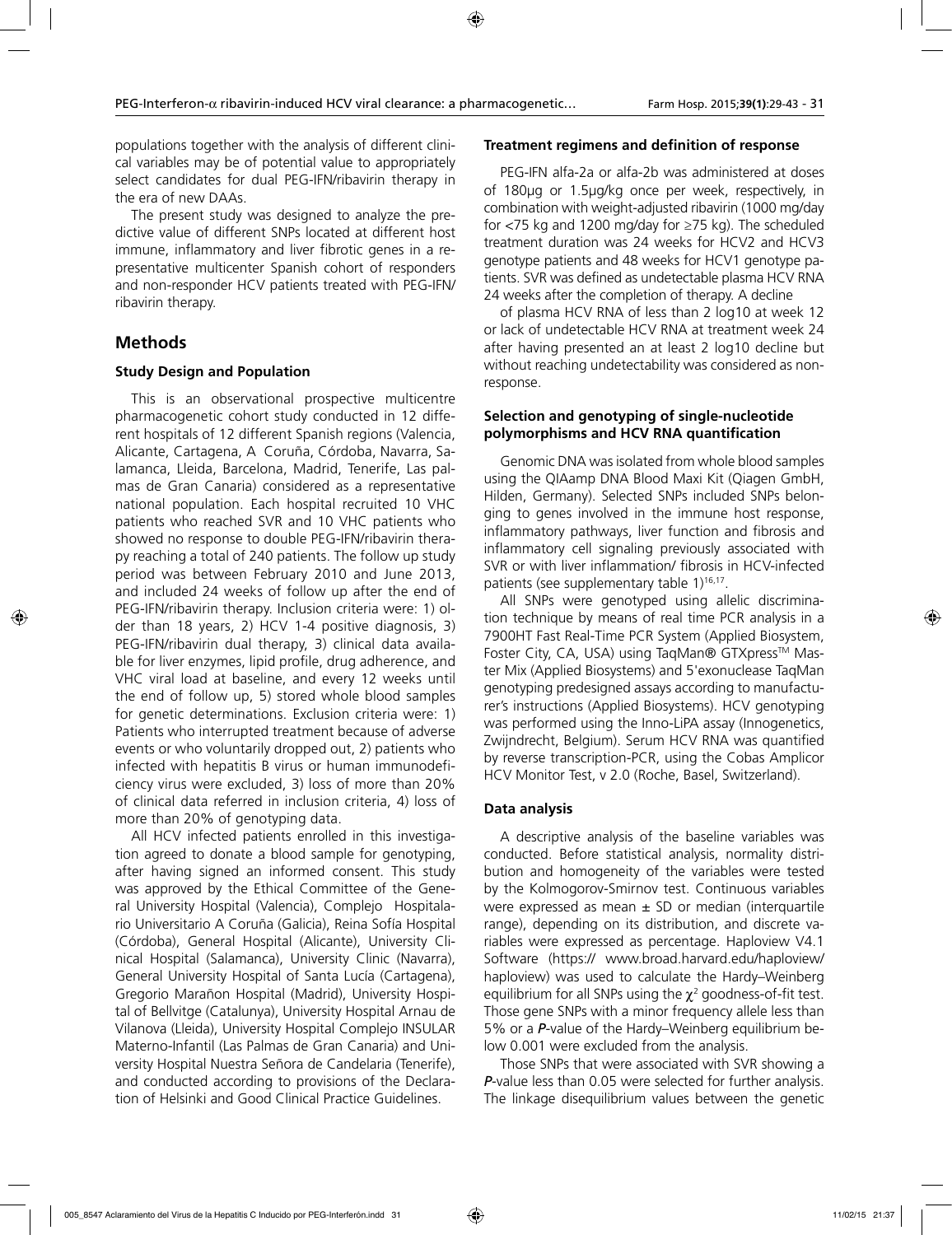populations together with the analysis of different clinical variables may be of potential value to appropriately select candidates for dual PEG-IFN/ribavirin therapy in the era of new DAAs.

The present study was designed to analyze the predictive value of different SNPs located at different host immune, inflammatory and liver fibrotic genes in a representative multicenter Spanish cohort of responders and non-responder HCV patients treated with PEG-IFN/ribavirin therapy.

## Methods

### Study Design and Population

This is an observational prospective multicentre pharmacogenetic cohort study conducted in 12 different hospitals of 12 different Spanish regions (Valencia, Alicante, Cartagena, A Coruña, Córdoba, Navarra, Salamanca, Lleida, Barcelona, Madrid, Tenerife, Las palmas de Gran Canaria) considered as a representative national population. Each hospital recruited 10 VHC patients who reached SVR and 10 VHC patients who showed no response to double PEG-IFN/ribavirin therapy reaching a total of 240 patients. The follow up study period was between February 2010 and June 2013, and included 24 weeks of follow up after the end of PEG-IFN/ribavirin therapy. Inclusion criteria were: 1) older than 18 years, 2) HCV 1-4 positive diagnosis, 3) PEG-IFN/ribavirin dual therapy, 3) clinical data available for liver enzymes, lipid profile, drug adherence, and VHC viral load at baseline, and every 12 weeks until the end of follow up, 5) stored whole blood samples for genetic determinations. Exclusion criteria were: 1) Patients who interrupted treatment because of adverse events or who voluntarily dropped out, 2) patients who infected with hepatitis B virus or human immunodeficiency virus were excluded, 3) loss of more than 20% of clinical data referred in inclusion criteria, 4) loss of more than 20% of genotyping data.

All HCV infected patients enrolled in this investigation agreed to donate a blood sample for genotyping, after having signed an informed consent. This study was approved by the Ethical Committee of the General University Hospital (Valencia), Complejo Hospitalario Universitario A Coruña (Galicia), Reina Sofía Hospital (Córdoba), General Hospital (Alicante), University Clinical Hospital (Salamanca), University Clinic (Navarra), General University Hospital of Santa Lucía (Cartagena), Gregorio Marañon Hospital (Madrid), University Hospital of Bellvitge (Catalunya), University Hospital Arnau de Vilanova (Lleida), University Hospital Complejo INSULAR Materno-Infantil (Las Palmas de Gran Canaria) and University Hospital Nuestra Señora de Candelaria (Tenerife), and conducted according to provisions of the Declaration of Helsinki and Good Clinical Practice Guidelines.

### Treatment regimens and definition of response

PEG-IFN alfa-2a or alfa-2b was administered at doses of 180µg or 1.5µg/kg once per week, respectively, in combination with weight-adjusted ribavirin (1000 mg/day for <75 kg and 1200 mg/day for ≥75 kg). The scheduled treatment duration was 24 weeks for HCV2 and HCV3 genotype patients and 48 weeks for HCV1 genotype patients. SVR was defined as undetectable plasma HCV RNA 24 weeks after the completion of therapy. A decline

of plasma HCV RNA of less than 2 log10 at week 12 or lack of undetectable HCV RNA at treatment week 24 after having presented an at least 2 log10 decline but without reaching undetectability was considered as non-response.

### Selection and genotyping of single-nucleotide polymorphisms and HCV RNA quantification

Genomic DNA was isolated from whole blood samples using the QIAamp DNA Blood Maxi Kit (Qiagen GmbH, Hilden, Germany). Selected SNPs included SNPs belonging to genes involved in the immune host response, inflammatory pathways, liver function and fibrosis and inflammatory cell signaling previously associated with SVR or with liver inflammation/ fibrosis in HCV-infected patients (see supplementary table 1)[16,17].

All SNPs were genotyped using allelic discrimination technique by means of real time PCR analysis in a 7900HT Fast Real-Time PCR System (Applied Biosystem, Foster City, CA, USA) using TaqMan® GTXpress™ Master Mix (Applied Biosystems) and 5'exonuclease TaqMan genotyping predesigned assays according to manufacturer's instructions (Applied Biosystems). HCV genotyping was performed using the Inno-LiPA assay (Innogenetics, Zwijndrecht, Belgium). Serum HCV RNA was quantified by reverse transcription-PCR, using the Cobas Amplicor HCV Monitor Test, v 2.0 (Roche, Basel, Switzerland).

### Data analysis

A descriptive analysis of the baseline variables was conducted. Before statistical analysis, normality distribution and homogeneity of the variables were tested by the Kolmogorov-Smirnov test. Continuous variables were expressed as mean ± SD or median (interquartile range), depending on its distribution, and discrete variables were expressed as percentage. Haploview V4.1 Software (https:// www.broad.harvard.edu/haploview/haploview) was used to calculate the Hardy–Weinberg equilibrium for all SNPs using the $\chi^2$ goodness-of-fit test. Those gene SNPs with a minor frequency allele less than 5% or a ***P***-value of the Hardy–Weinberg equilibrium below 0.001 were excluded from the analysis.

Those SNPs that were associated with SVR showing a ***P***-value less than 0.05 were selected for further analysis. The linkage disequilibrium values between the genetic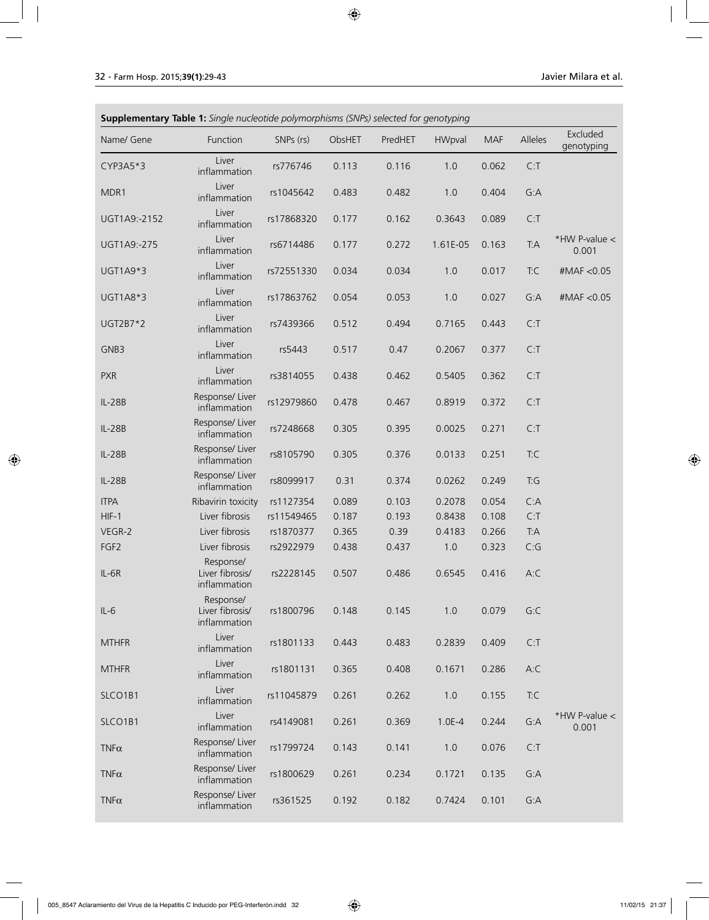**Supplementary Table 1:** *Single nucleotide polymorphisms (SNPs) selected for genotyping*

| Name/ Gene | Function | SNPs (rs) | ObsHET | PredHET | HWpval | MAF | Alleles | Excluded genotyping |
|---|---|---|---|---|---|---|---|---|
| CYP3A5*3 | Liver inflammation | rs776746 | 0.113 | 0.116 | 1.0 | 0.062 | C:T | |
| MDR1 | Liver inflammation | rs1045642 | 0.483 | 0.482 | 1.0 | 0.404 | G:A | |
| UGT1A9:-2152 | Liver inflammation | rs17868320 | 0.177 | 0.162 | 0.3643 | 0.089 | C:T | |
| UGT1A9:-275 | Liver inflammation | rs6714486 | 0.177 | 0.272 | 1.61E-05 | 0.163 | T:A | *HW P-value < 0.001 |
| UGT1A9*3 | Liver inflammation | rs72551330 | 0.034 | 0.034 | 1.0 | 0.017 | T:C | #MAF <0.05 |
| UGT1A8*3 | Liver inflammation | rs17863762 | 0.054 | 0.053 | 1.0 | 0.027 | G:A | #MAF <0.05 |
| UGT2B7*2 | Liver inflammation | rs7439366 | 0.512 | 0.494 | 0.7165 | 0.443 | C:T | |
| GNB3 | Liver inflammation | rs5443 | 0.517 | 0.47 | 0.2067 | 0.377 | C:T | |
| PXR | Liver inflammation | rs3814055 | 0.438 | 0.462 | 0.5405 | 0.362 | C:T | |
| IL-28B | Response/ Liver inflammation | rs12979860 | 0.478 | 0.467 | 0.8919 | 0.372 | C:T | |
| IL-28B | Response/ Liver inflammation | rs7248668 | 0.305 | 0.395 | 0.0025 | 0.271 | C:T | |
| IL-28B | Response/ Liver inflammation | rs8105790 | 0.305 | 0.376 | 0.0133 | 0.251 | T:C | |
| IL-28B | Response/ Liver inflammation | rs8099917 | 0.31 | 0.374 | 0.0262 | 0.249 | T:G | |
| ITPA | Ribavirin toxicity | rs1127354 | 0.089 | 0.103 | 0.2078 | 0.054 | C:A | |
| HIF-1 | Liver fibrosis | rs11549465 | 0.187 | 0.193 | 0.8438 | 0.108 | C:T | |
| VEGR-2 | Liver fibrosis | rs1870377 | 0.365 | 0.39 | 0.4183 | 0.266 | T:A | |
| FGF2 | Liver fibrosis | rs2922979 | 0.438 | 0.437 | 1.0 | 0.323 | C:G | |
| IL-6R | Response/ Liver fibrosis/ inflammation | rs2228145 | 0.507 | 0.486 | 0.6545 | 0.416 | A:C | |
| IL-6 | Response/ Liver fibrosis/ inflammation | rs1800796 | 0.148 | 0.145 | 1.0 | 0.079 | G:C | |
| MTHFR | Liver inflammation | rs1801133 | 0.443 | 0.483 | 0.2839 | 0.409 | C:T | |
| MTHFR | Liver inflammation | rs1801131 | 0.365 | 0.408 | 0.1671 | 0.286 | A:C | |
| SLCO1B1 | Liver inflammation | rs11045879 | 0.261 | 0.262 | 1.0 | 0.155 | T:C | |
| SLCO1B1 | Liver inflammation | rs4149081 | 0.261 | 0.369 | 1.0E-4 | 0.244 | G:A | *HW P-value < 0.001 |
| TNF$\alpha$ | Response/ Liver inflammation | rs1799724 | 0.143 | 0.141 | 1.0 | 0.076 | C:T | |
| TNF$\alpha$ | Response/ Liver inflammation | rs1800629 | 0.261 | 0.234 | 0.1721 | 0.135 | G:A | |
| TNF$\alpha$ | Response/ Liver inflammation | rs361525 | 0.192 | 0.182 | 0.7424 | 0.101 | G:A | |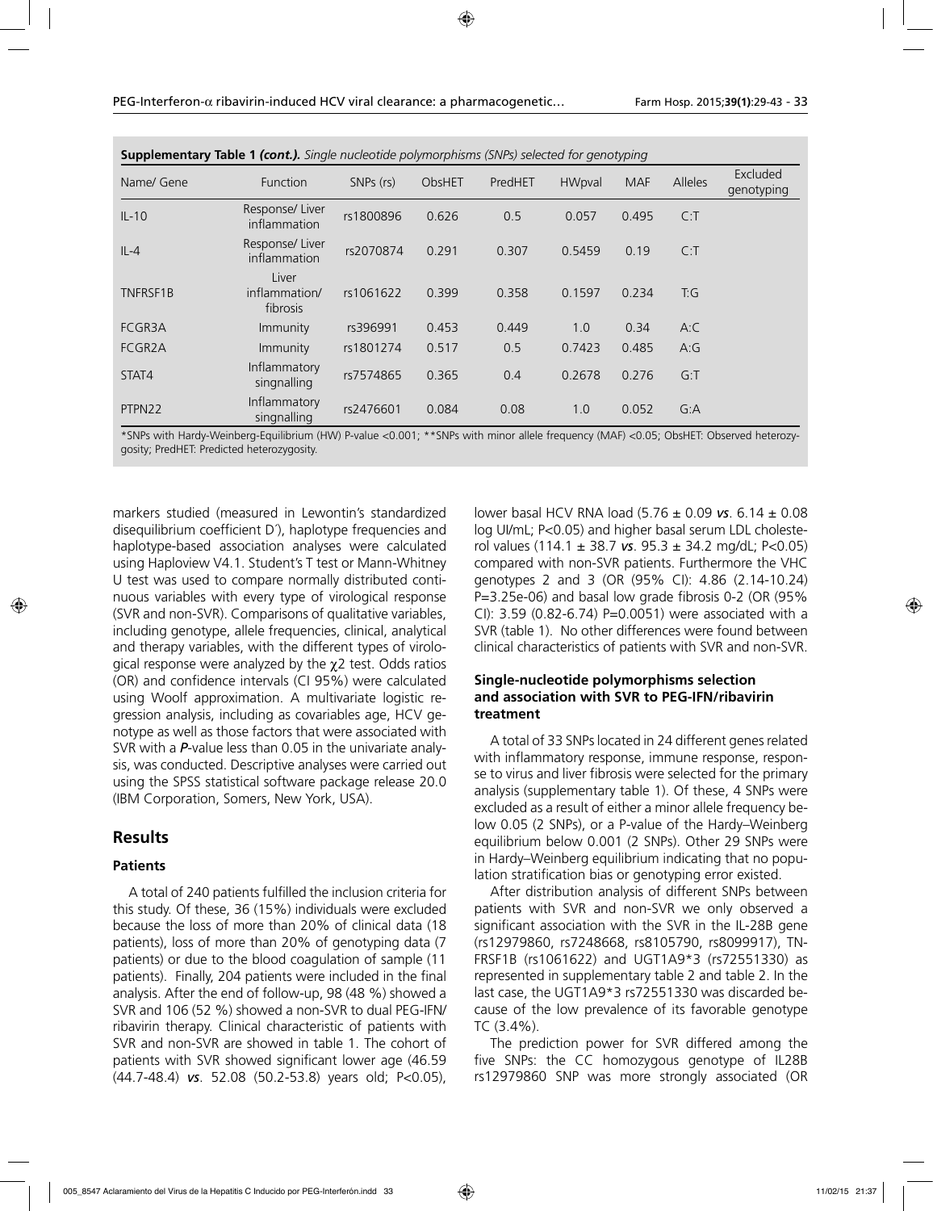**Supplementary Table 1** ***(cont.).*** *Single nucleotide polymorphisms (SNPs) selected for genotyping*

| Name/ Gene | Function | SNPs (rs) | ObsHET | PredHET | HWpval | MAF | Alleles | Excluded genotyping |
|---|---|---|---|---|---|---|---|---|
| IL-10 | Response/ Liver inflammation | rs1800896 | 0.626 | 0.5 | 0.057 | 0.495 | C:T | |
| IL-4 | Response/ Liver inflammation | rs2070874 | 0.291 | 0.307 | 0.5459 | 0.19 | C:T | |
| TNFRSF1B | Liver inflammation/ fibrosis | rs1061622 | 0.399 | 0.358 | 0.1597 | 0.234 | T:G | |
| FCGR3A | Immunity | rs396991 | 0.453 | 0.449 | 1.0 | 0.34 | A:C | |
| FCGR2A | Immunity | rs1801274 | 0.517 | 0.5 | 0.7423 | 0.485 | A:G | |
| STAT4 | Inflammatory singnalling | rs7574865 | 0.365 | 0.4 | 0.2678 | 0.276 | G:T | |
| PTPN22 | Inflammatory singnalling | rs2476601 | 0.084 | 0.08 | 1.0 | 0.052 | G:A | |

*SNPs with Hardy-Weinberg-Equilibrium (HW) P-value <0.001; **SNPs with minor allele frequency (MAF) <0.05; ObsHET: Observed heterozygosity; PredHET: Predicted heterozygosity.

markers studied (measured in Lewontin's standardized disequilibrium coefficient D´), haplotype frequencies and haplotype-based association analyses were calculated using Haploview V4.1. Student's T test or Mann-Whitney U test was used to compare normally distributed continuous variables with every type of virological response (SVR and non-SVR). Comparisons of qualitative variables, including genotype, allele frequencies, clinical, analytical and therapy variables, with the different types of virological response were analyzed by the $\chi 2$ test. Odds ratios (OR) and confidence intervals (CI 95%) were calculated using Woolf approximation. A multivariate logistic regression analysis, including as covariables age, HCV genotype as well as those factors that were associated with SVR with a ***P***-value less than 0.05 in the univariate analysis, was conducted. Descriptive analyses were carried out using the SPSS statistical software package release 20.0 (IBM Corporation, Somers, New York, USA).

## Results

### Patients

A total of 240 patients fulfilled the inclusion criteria for this study. Of these, 36 (15%) individuals were excluded because the loss of more than 20% of clinical data (18 patients), loss of more than 20% of genotyping data (7 patients) or due to the blood coagulation of sample (11 patients). Finally, 204 patients were included in the final analysis. After the end of follow-up, 98 (48 %) showed a SVR and 106 (52 %) showed a non-SVR to dual PEG-IFN/ribavirin therapy. Clinical characteristic of patients with SVR and non-SVR are showed in table 1. The cohort of patients with SVR showed significant lower age (46.59 (44.7-48.4) ***vs***. 52.08 (50.2-53.8) years old; P<0.05), lower basal HCV RNA load (5.76 ± 0.09 ***vs***. 6.14 ± 0.08 log UI/mL; P<0.05) and higher basal serum LDL cholesterol values (114.1 ± 38.7 ***vs***. 95.3 ± 34.2 mg/dL; P<0.05) compared with non-SVR patients. Furthermore the VHC genotypes 2 and 3 (OR (95% CI): 4.86 (2.14-10.24) P=3.25e-06) and basal low grade fibrosis 0-2 (OR (95% CI): 3.59 (0.82-6.74) P=0.0051) were associated with a SVR (table 1). No other differences were found between clinical characteristics of patients with SVR and non-SVR.

### Single-nucleotide polymorphisms selection and association with SVR to PEG-IFN/ribavirin treatment

A total of 33 SNPs located in 24 different genes related with inflammatory response, immune response, response to virus and liver fibrosis were selected for the primary analysis (supplementary table 1). Of these, 4 SNPs were excluded as a result of either a minor allele frequency below 0.05 (2 SNPs), or a P-value of the Hardy–Weinberg equilibrium below 0.001 (2 SNPs). Other 29 SNPs were in Hardy–Weinberg equilibrium indicating that no population stratification bias or genotyping error existed.

After distribution analysis of different SNPs between patients with SVR and non-SVR we only observed a significant association with the SVR in the IL-28B gene (rs12979860, rs7248668, rs8105790, rs8099917), TNFRSF1B (rs1061622) and UGT1A9*3 (rs72551330) as represented in supplementary table 2 and table 2. In the last case, the UGT1A9*3 rs72551330 was discarded because of the low prevalence of its favorable genotype TC (3.4%).

The prediction power for SVR differed among the five SNPs: the CC homozygous genotype of IL28B rs12979860 SNP was more strongly associated (OR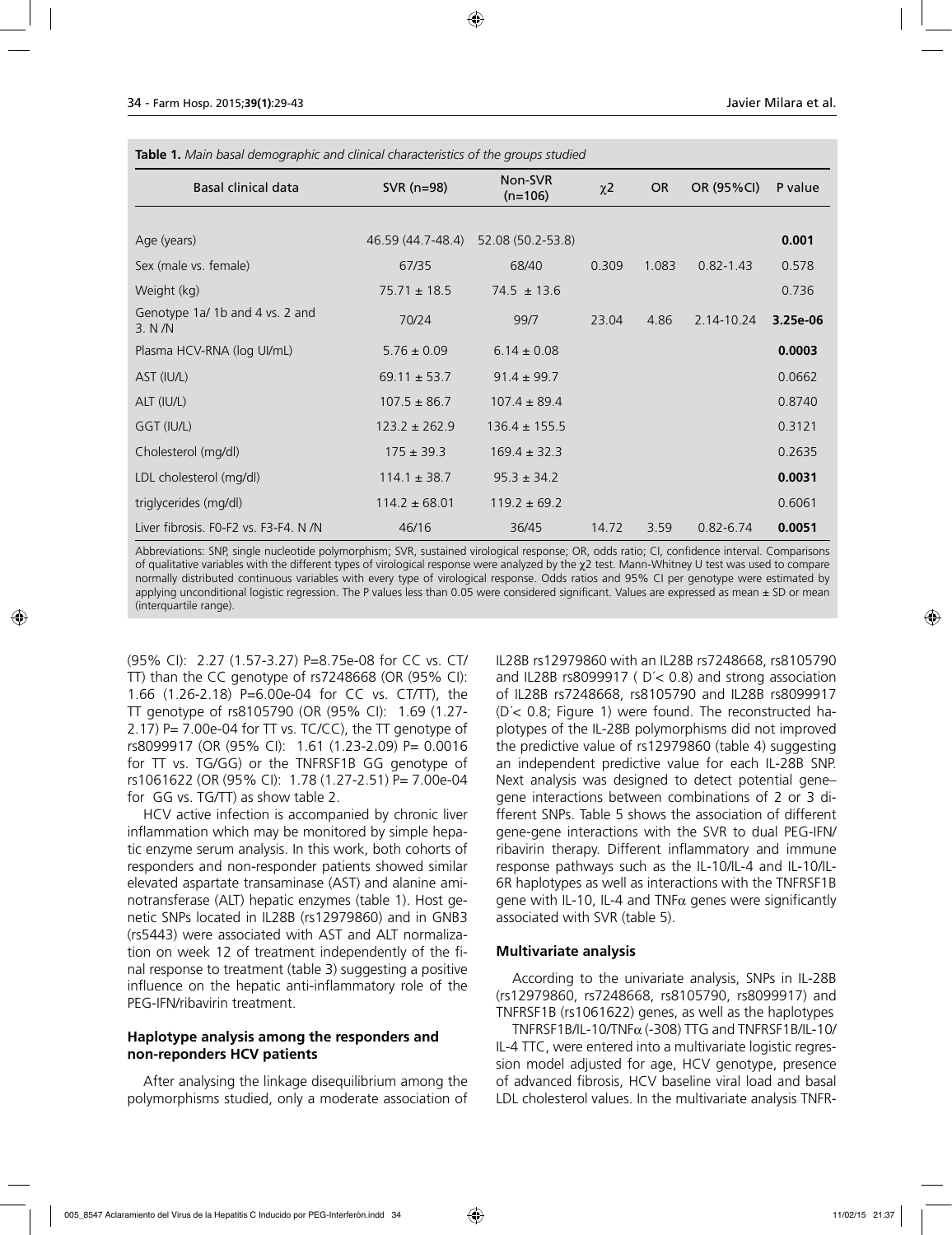**Table 1.** *Main basal demographic and clinical characteristics of the groups studied*

| Basal clinical data | SVR (n=98) | Non-SVR (n=106) | $\chi 2$ | OR | OR (95%CI) | P value |
|---|---|---|---|---|---|---|
| Age (years) | 46.59 (44.7-48.4) | 52.08 (50.2-53.8) | | | | **0.001** |
| Sex (male vs. female) | 67/35 | 68/40 | 0.309 | 1.083 | 0.82-1.43 | 0.578 |
| Weight (kg) | 75.71 ± 18.5 | 74.5 ± 13.6 | | | | 0.736 |
| Genotype 1a/ 1b and 4 vs. 2 and 3. N /N | 70/24 | 99/7 | 23.04 | 4.86 | 2.14-10.24 | **3.25e-06** |
| Plasma HCV-RNA (log UI/mL) | 5.76 ± 0.09 | 6.14 ± 0.08 | | | | **0.0003** |
| AST (IU/L) | 69.11 ± 53.7 | 91.4 ± 99.7 | | | | 0.0662 |
| ALT (IU/L) | 107.5 ± 86.7 | 107.4 ± 89.4 | | | | 0.8740 |
| GGT (IU/L) | 123.2 ± 262.9 | 136.4 ± 155.5 | | | | 0.3121 |
| Cholesterol (mg/dl) | 175 ± 39.3 | 169.4 ± 32.3 | | | | 0.2635 |
| LDL cholesterol (mg/dl) | 114.1 ± 38.7 | 95.3 ± 34.2 | | | | **0.0031** |
| triglycerides (mg/dl) | 114.2 ± 68.01 | 119.2 ± 69.2 | | | | 0.6061 |
| Liver fibrosis. F0-F2 vs. F3-F4. N /N | 46/16 | 36/45 | 14.72 | 3.59 | 0.82-6.74 | **0.0051** |

Abbreviations: SNP, single nucleotide polymorphism; SVR, sustained virological response; OR, odds ratio; CI, confidence interval. Comparisons of qualitative variables with the different types of virological response were analyzed by the $\chi 2$ test. Mann-Whitney U test was used to compare normally distributed continuous variables with every type of virological response. Odds ratios and 95% CI per genotype were estimated by applying unconditional logistic regression. The P values less than 0.05 were considered significant. Values are expressed as mean ± SD or mean (interquartile range).

(95% CI): 2.27 (1.57-3.27) P=8.75e-08 for CC vs. CT/TT) than the CC genotype of rs7248668 (OR (95% CI): 1.66 (1.26-2.18) P=6.00e-04 for CC vs. CT/TT), the TT genotype of rs8105790 (OR (95% CI): 1.69 (1.27-2.17) P= 7.00e-04 for TT vs. TC/CC), the TT genotype of rs8099917 (OR (95% CI): 1.61 (1.23-2.09) P= 0.0016 for TT vs. TG/GG) or the TNFRSF1B GG genotype of rs1061622 (OR (95% CI): 1.78 (1.27-2.51) P= 7.00e-04 for GG vs. TG/TT) as show table 2.

HCV active infection is accompanied by chronic liver inflammation which may be monitored by simple hepatic enzyme serum analysis. In this work, both cohorts of responders and non-responder patients showed similar elevated aspartate transaminase (AST) and alanine aminotransferase (ALT) hepatic enzymes (table 1). Host genetic SNPs located in IL28B (rs12979860) and in GNB3 (rs5443) were associated with AST and ALT normalization on week 12 of treatment independently of the final response to treatment (table 3) suggesting a positive influence on the hepatic anti-inflammatory role of the PEG-IFN/ribavirin treatment.

### Haplotype analysis among the responders and non-reponders HCV patients

After analysing the linkage disequilibrium among the polymorphisms studied, only a moderate association of IL28B rs12979860 with an IL28B rs7248668, rs8105790 and IL28B rs8099917 ( D´< 0.8) and strong association of IL28B rs7248668, rs8105790 and IL28B rs8099917 (D´< 0.8; Figure 1) were found. The reconstructed haplotypes of the IL-28B polymorphisms did not improved the predictive value of rs12979860 (table 4) suggesting an independent predictive value for each IL-28B SNP. Next analysis was designed to detect potential gene–gene interactions between combinations of 2 or 3 different SNPs. Table 5 shows the association of different gene-gene interactions with the SVR to dual PEG-IFN/ribavirin therapy. Different inflammatory and immune response pathways such as the IL-10/IL-4 and IL-10/IL-6R haplotypes as well as interactions with the TNFRSF1B gene with IL-10, IL-4 and TNFα genes were significantly associated with SVR (table 5).

### Multivariate analysis

According to the univariate analysis, SNPs in IL-28B (rs12979860, rs7248668, rs8105790, rs8099917) and TNFRSF1B (rs1061622) genes, as well as the haplotypes TNFRSF1B/IL-10/TNFα (-308) TTG and TNFRSF1B/IL-10/IL-4 TTC, were entered into a multivariate logistic regression model adjusted for age, HCV genotype, presence of advanced fibrosis, HCV baseline viral load and basal LDL cholesterol values. In the multivariate analysis TNFR-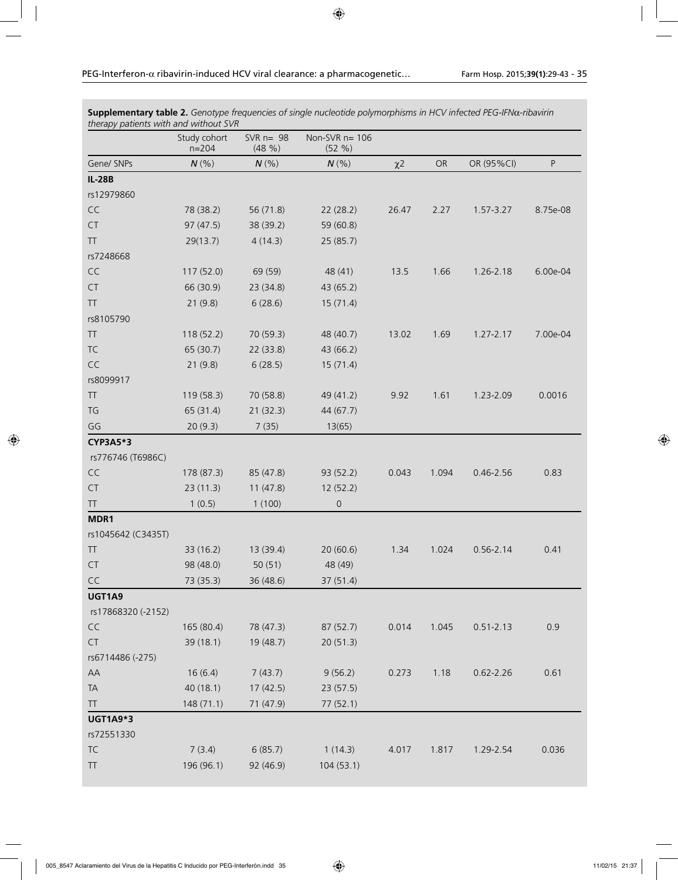**Supplementary table 2.** *Genotype frequencies of single nucleotide polymorphisms in HCV infected PEG-IFNα-ribavirin therapy patients with and without SVR*

| | Study cohort n=204 | SVR n= 98 (48 %) | Non-SVR n= 106 (52 %) | | | | |
|---|---|---|---|---|---|---|---|
| Gene/ SNPs | *N* (%) | *N* (%) | *N* (%) | χ2 | OR | OR (95%CI) | P |
| **IL-28B** | | | | | | | |
| rs12979860 | | | | | | | |
| CC | 78 (38.2) | 56 (71.8) | 22 (28.2) | 26.47 | 2.27 | 1.57-3.27 | 8.75e-08 |
| CT | 97 (47.5) | 38 (39.2) | 59 (60.8) | | | | |
| TT | 29(13.7) | 4 (14.3) | 25 (85.7) | | | | |
| rs7248668 | | | | | | | |
| CC | 117 (52.0) | 69 (59) | 48 (41) | 13.5 | 1.66 | 1.26-2.18 | 6.00e-04 |
| CT | 66 (30.9) | 23 (34.8) | 43 (65.2) | | | | |
| TT | 21 (9.8) | 6 (28.6) | 15 (71.4) | | | | |
| rs8105790 | | | | | | | |
| TT | 118 (52.2) | 70 (59.3) | 48 (40.7) | 13.02 | 1.69 | 1.27-2.17 | 7.00e-04 |
| TC | 65 (30.7) | 22 (33.8) | 43 (66.2) | | | | |
| CC | 21 (9.8) | 6 (28.5) | 15 (71.4) | | | | |
| rs8099917 | | | | | | | |
| TT | 119 (58.3) | 70 (58.8) | 49 (41.2) | 9.92 | 1.61 | 1.23-2.09 | 0.0016 |
| TG | 65 (31.4) | 21 (32.3) | 44 (67.7) | | | | |
| GG | 20 (9.3) | 7 (35) | 13(65) | | | | |
| **CYP3A5*3** | | | | | | | |
| rs776746 (T6986C) | | | | | | | |
| CC | 178 (87.3) | 85 (47.8) | 93 (52.2) | 0.043 | 1.094 | 0.46-2.56 | 0.83 |
| CT | 23 (11.3) | 11 (47.8) | 12 (52.2) | | | | |
| TT | 1 (0.5) | 1 (100) | 0 | | | | |
| **MDR1** | | | | | | | |
| rs1045642 (C3435T) | | | | | | | |
| TT | 33 (16.2) | 13 (39.4) | 20 (60.6) | 1.34 | 1.024 | 0.56-2.14 | 0.41 |
| CT | 98 (48.0) | 50 (51) | 48 (49) | | | | |
| CC | 73 (35.3) | 36 (48.6) | 37 (51.4) | | | | |
| **UGT1A9** | | | | | | | |
| rs17868320 (-2152) | | | | | | | |
| CC | 165 (80.4) | 78 (47.3) | 87 (52.7) | 0.014 | 1.045 | 0.51-2.13 | 0.9 |
| CT | 39 (18.1) | 19 (48.7) | 20 (51.3) | | | | |
| rs6714486 (-275) | | | | | | | |
| AA | 16 (6.4) | 7 (43.7) | 9 (56.2) | 0.273 | 1.18 | 0.62-2.26 | 0.61 |
| TA | 40 (18.1) | 17 (42.5) | 23 (57.5) | | | | |
| TT | 148 (71.1) | 71 (47.9) | 77 (52.1) | | | | |
| **UGT1A9*3** | | | | | | | |
| rs72551330 | | | | | | | |
| TC | 7 (3.4) | 6 (85.7) | 1 (14.3) | 4.017 | 1.817 | 1.29-2.54 | 0.036 |
| TT | 196 (96.1) | 92 (46.9) | 104 (53.1) | | | | |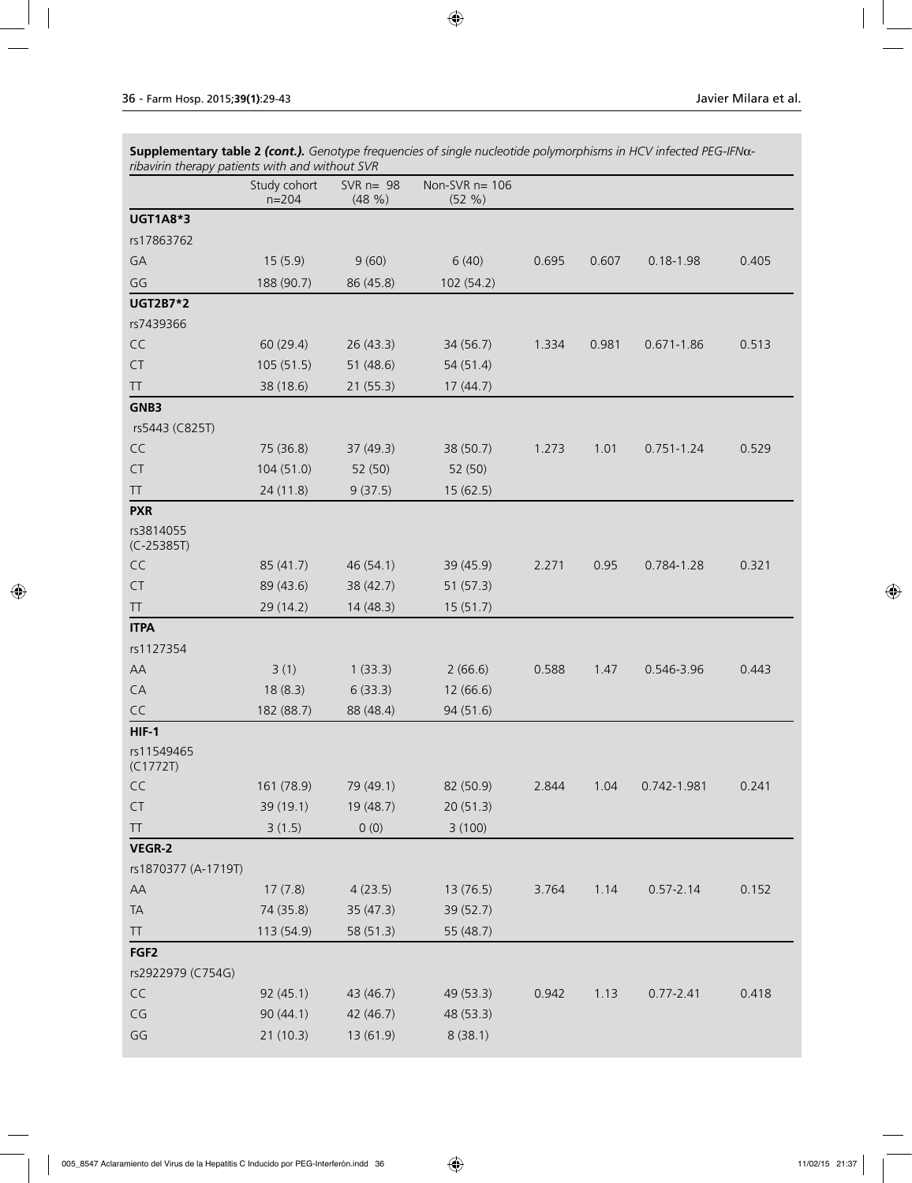**Supplementary table 2 *(cont.)*.** *Genotype frequencies of single nucleotide polymorphisms in HCV infected PEG-IFNα-ribavirin therapy patients with and without SVR*

| | Study cohort n=204 | SVR n= 98 (48 %) | Non-SVR n= 106 (52 %) | | | | |
|---|---|---|---|---|---|---|---|
| **UGT1A8*3** | | | | | | | |
| rs17863762 | | | | | | | |
| GA | 15 (5.9) | 9 (60) | 6 (40) | 0.695 | 0.607 | 0.18-1.98 | 0.405 |
| GG | 188 (90.7) | 86 (45.8) | 102 (54.2) | | | | |
| **UGT2B7*2** | | | | | | | |
| rs7439366 | | | | | | | |
| CC | 60 (29.4) | 26 (43.3) | 34 (56.7) | 1.334 | 0.981 | 0.671-1.86 | 0.513 |
| CT | 105 (51.5) | 51 (48.6) | 54 (51.4) | | | | |
| TT | 38 (18.6) | 21 (55.3) | 17 (44.7) | | | | |
| **GNB3** | | | | | | | |
| rs5443 (C825T) | | | | | | | |
| CC | 75 (36.8) | 37 (49.3) | 38 (50.7) | 1.273 | 1.01 | 0.751-1.24 | 0.529 |
| CT | 104 (51.0) | 52 (50) | 52 (50) | | | | |
| TT | 24 (11.8) | 9 (37.5) | 15 (62.5) | | | | |
| **PXR** | | | | | | | |
| rs3814055 (C-25385T) | | | | | | | |
| CC | 85 (41.7) | 46 (54.1) | 39 (45.9) | 2.271 | 0.95 | 0.784-1.28 | 0.321 |
| CT | 89 (43.6) | 38 (42.7) | 51 (57.3) | | | | |
| TT | 29 (14.2) | 14 (48.3) | 15 (51.7) | | | | |
| **ITPA** | | | | | | | |
| rs1127354 | | | | | | | |
| AA | 3 (1) | 1 (33.3) | 2 (66.6) | 0.588 | 1.47 | 0.546-3.96 | 0.443 |
| CA | 18 (8.3) | 6 (33.3) | 12 (66.6) | | | | |
| CC | 182 (88.7) | 88 (48.4) | 94 (51.6) | | | | |
| **HIF-1** | | | | | | | |
| rs11549465 (C1772T) | | | | | | | |
| CC | 161 (78.9) | 79 (49.1) | 82 (50.9) | 2.844 | 1.04 | 0.742-1.981 | 0.241 |
| CT | 39 (19.1) | 19 (48.7) | 20 (51.3) | | | | |
| TT | 3 (1.5) | 0 (0) | 3 (100) | | | | |
| **VEGR-2** | | | | | | | |
| rs1870377 (A-1719T) | | | | | | | |
| AA | 17 (7.8) | 4 (23.5) | 13 (76.5) | 3.764 | 1.14 | 0.57-2.14 | 0.152 |
| TA | 74 (35.8) | 35 (47.3) | 39 (52.7) | | | | |
| TT | 113 (54.9) | 58 (51.3) | 55 (48.7) | | | | |
| **FGF2** | | | | | | | |
| rs2922979 (C754G) | | | | | | | |
| CC | 92 (45.1) | 43 (46.7) | 49 (53.3) | 0.942 | 1.13 | 0.77-2.41 | 0.418 |
| CG | 90 (44.1) | 42 (46.7) | 48 (53.3) | | | | |
| GG | 21 (10.3) | 13 (61.9) | 8 (38.1) | | | | |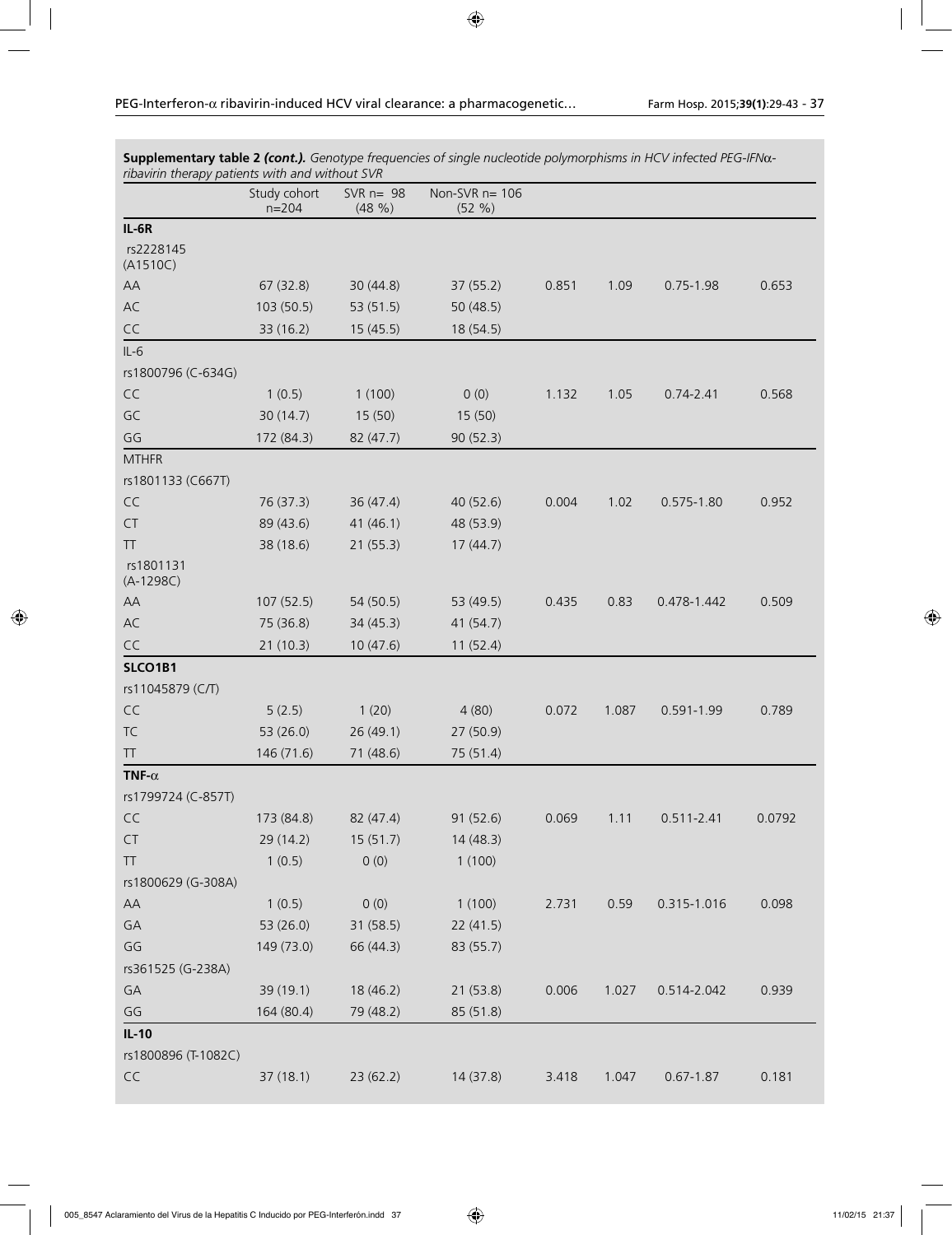**Supplementary table 2** ***(cont.).*** *Genotype frequencies of single nucleotide polymorphisms in HCV infected PEG-IFNα-ribavirin therapy patients with and without SVR*

| | Study cohort n=204 | SVR n= 98 (48 %) | Non-SVR n= 106 (52 %) | | | | |
|---|---|---|---|---|---|---|---|
| **IL-6R** | | | | | | | |
| rs2228145 (A1510C) | | | | | | | |
| AA | 67 (32.8) | 30 (44.8) | 37 (55.2) | 0.851 | 1.09 | 0.75-1.98 | 0.653 |
| AC | 103 (50.5) | 53 (51.5) | 50 (48.5) | | | | |
| CC | 33 (16.2) | 15 (45.5) | 18 (54.5) | | | | |
| IL-6 | | | | | | | |
| rs1800796 (C-634G) | | | | | | | |
| CC | 1 (0.5) | 1 (100) | 0 (0) | 1.132 | 1.05 | 0.74-2.41 | 0.568 |
| GC | 30 (14.7) | 15 (50) | 15 (50) | | | | |
| GG | 172 (84.3) | 82 (47.7) | 90 (52.3) | | | | |
| MTHFR | | | | | | | |
| rs1801133 (C667T) | | | | | | | |
| CC | 76 (37.3) | 36 (47.4) | 40 (52.6) | 0.004 | 1.02 | 0.575-1.80 | 0.952 |
| CT | 89 (43.6) | 41 (46.1) | 48 (53.9) | | | | |
| TT | 38 (18.6) | 21 (55.3) | 17 (44.7) | | | | |
| rs1801131 (A-1298C) | | | | | | | |
| AA | 107 (52.5) | 54 (50.5) | 53 (49.5) | 0.435 | 0.83 | 0.478-1.442 | 0.509 |
| AC | 75 (36.8) | 34 (45.3) | 41 (54.7) | | | | |
| CC | 21 (10.3) | 10 (47.6) | 11 (52.4) | | | | |
| **SLCO1B1** | | | | | | | |
| rs11045879 (C/T) | | | | | | | |
| CC | 5 (2.5) | 1 (20) | 4 (80) | 0.072 | 1.087 | 0.591-1.99 | 0.789 |
| TC | 53 (26.0) | 26 (49.1) | 27 (50.9) | | | | |
| TT | 146 (71.6) | 71 (48.6) | 75 (51.4) | | | | |
| **TNF-α** | | | | | | | |
| rs1799724 (C-857T) | | | | | | | |
| CC | 173 (84.8) | 82 (47.4) | 91 (52.6) | 0.069 | 1.11 | 0.511-2.41 | 0.0792 |
| CT | 29 (14.2) | 15 (51.7) | 14 (48.3) | | | | |
| TT | 1 (0.5) | 0 (0) | 1 (100) | | | | |
| rs1800629 (G-308A) | | | | | | | |
| AA | 1 (0.5) | 0 (0) | 1 (100) | 2.731 | 0.59 | 0.315-1.016 | 0.098 |
| GA | 53 (26.0) | 31 (58.5) | 22 (41.5) | | | | |
| GG | 149 (73.0) | 66 (44.3) | 83 (55.7) | | | | |
| rs361525 (G-238A) | | | | | | | |
| GA | 39 (19.1) | 18 (46.2) | 21 (53.8) | 0.006 | 1.027 | 0.514-2.042 | 0.939 |
| GG | 164 (80.4) | 79 (48.2) | 85 (51.8) | | | | |
| **IL-10** | | | | | | | |
| rs1800896 (T-1082C) | | | | | | | |
| CC | 37 (18.1) | 23 (62.2) | 14 (37.8) | 3.418 | 1.047 | 0.67-1.87 | 0.181 |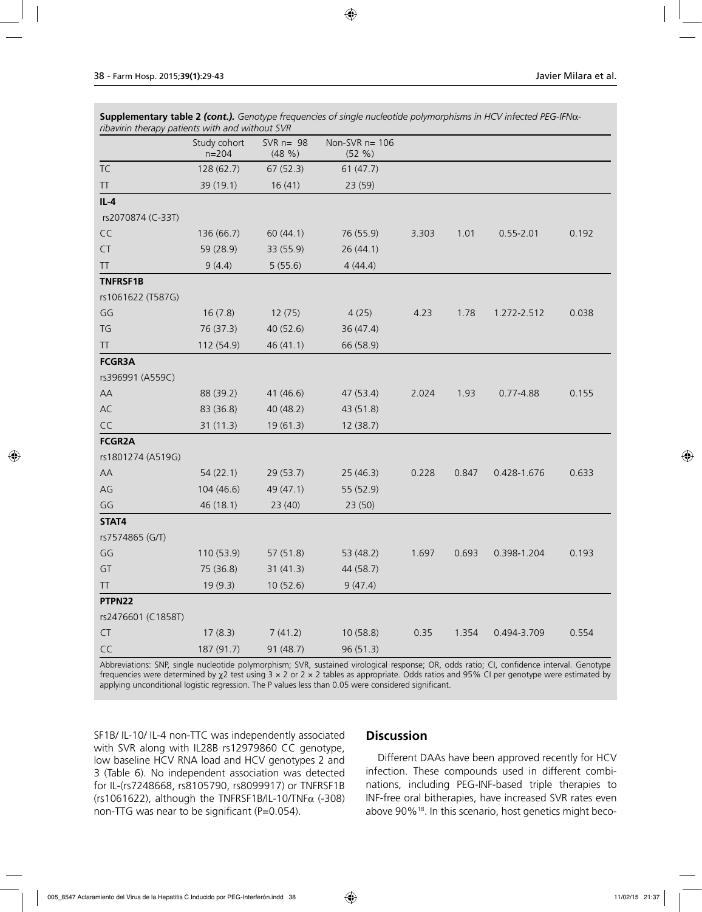**Supplementary table 2 *(cont.)*.** *Genotype frequencies of single nucleotide polymorphisms in HCV infected PEG-IFNα-ribavirin therapy patients with and without SVR*

| | Study cohort n=204 | SVR n= 98 (48 %) | Non-SVR n= 106 (52 %) | | | | |
|---|---|---|---|---|---|---|---|
| TC | 128 (62.7) | 67 (52.3) | 61 (47.7) | | | | |
| TT | 39 (19.1) | 16 (41) | 23 (59) | | | | |
| **IL-4** | | | | | | | |
| rs2070874 (C-33T) | | | | | | | |
| CC | 136 (66.7) | 60 (44.1) | 76 (55.9) | 3.303 | 1.01 | 0.55-2.01 | 0.192 |
| CT | 59 (28.9) | 33 (55.9) | 26 (44.1) | | | | |
| TT | 9 (4.4) | 5 (55.6) | 4 (44.4) | | | | |
| **TNFRSF1B** | | | | | | | |
| rs1061622 (T587G) | | | | | | | |
| GG | 16 (7.8) | 12 (75) | 4 (25) | 4.23 | 1.78 | 1.272-2.512 | 0.038 |
| TG | 76 (37.3) | 40 (52.6) | 36 (47.4) | | | | |
| TT | 112 (54.9) | 46 (41.1) | 66 (58.9) | | | | |
| **FCGR3A** | | | | | | | |
| rs396991 (A559C) | | | | | | | |
| AA | 88 (39.2) | 41 (46.6) | 47 (53.4) | 2.024 | 1.93 | 0.77-4.88 | 0.155 |
| AC | 83 (36.8) | 40 (48.2) | 43 (51.8) | | | | |
| CC | 31 (11.3) | 19 (61.3) | 12 (38.7) | | | | |
| **FCGR2A** | | | | | | | |
| rs1801274 (A519G) | | | | | | | |
| AA | 54 (22.1) | 29 (53.7) | 25 (46.3) | 0.228 | 0.847 | 0.428-1.676 | 0.633 |
| AG | 104 (46.6) | 49 (47.1) | 55 (52.9) | | | | |
| GG | 46 (18.1) | 23 (40) | 23 (50) | | | | |
| **STAT4** | | | | | | | |
| rs7574865 (G/T) | | | | | | | |
| GG | 110 (53.9) | 57 (51.8) | 53 (48.2) | 1.697 | 0.693 | 0.398-1.204 | 0.193 |
| GT | 75 (36.8) | 31 (41.3) | 44 (58.7) | | | | |
| TT | 19 (9.3) | 10 (52.6) | 9 (47.4) | | | | |
| **PTPN22** | | | | | | | |
| rs2476601 (C1858T) | | | | | | | |
| CT | 17 (8.3) | 7 (41.2) | 10 (58.8) | 0.35 | 1.354 | 0.494-3.709 | 0.554 |
| CC | 187 (91.7) | 91 (48.7) | 96 (51.3) | | | | |

Abbreviations: SNP, single nucleotide polymorphism; SVR, sustained virological response; OR, odds ratio; CI, confidence interval. Genotype frequencies were determined by $\chi 2$ test using 3 × 2 or 2 × 2 tables as appropriate. Odds ratios and 95% CI per genotype were estimated by applying unconditional logistic regression. The P values less than 0.05 were considered significant.

SF1B/ IL-10/ IL-4 non-TTC was independently associated with SVR along with IL28B rs12979860 CC genotype, low baseline HCV RNA load and HCV genotypes 2 and 3 (Table 6). No independent association was detected for IL-(rs7248668, rs8105790, rs8099917) or TNFRSF1B (rs1061622), although the TNFRSF1B/IL-10/TNFα (-308) non-TTG was near to be significant (P=0.054).

## Discussion

Different DAAs have been approved recently for HCV infection. These compounds used in different combinations, including PEG-INF-based triple therapies to INF-free oral bitherapies, have increased SVR rates even above 90%[18]. In this scenario, host genetics might beco-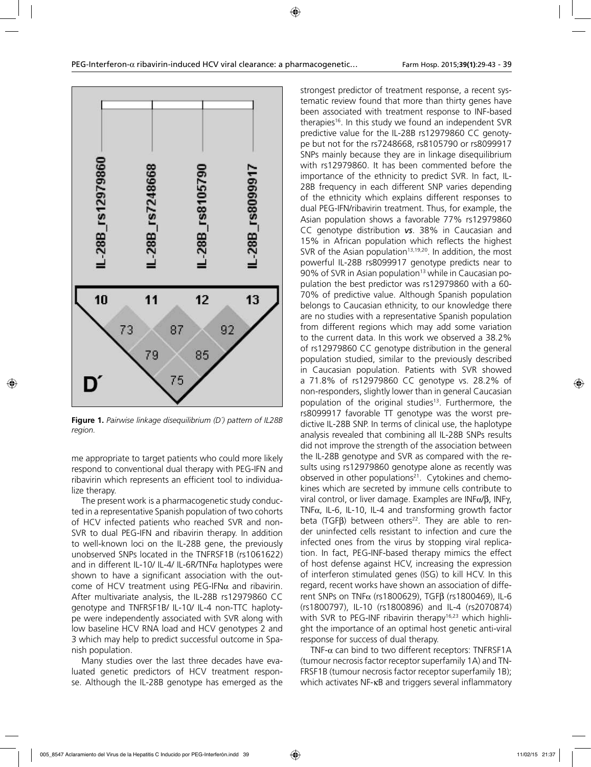**Figure 1.** *Pairwise linkage disequilibrium (D´) pattern of IL28B region.*

me appropriate to target patients who could more likely respond to conventional dual therapy with PEG-IFN and ribavirin which represents an efficient tool to individualize therapy.

The present work is a pharmacogenetic study conducted in a representative Spanish population of two cohorts of HCV infected patients who reached SVR and non-SVR to dual PEG-IFN and ribavirin therapy. In addition to well-known loci on the IL-28B gene, the previously unobserved SNPs located in the TNFRSF1B (rs1061622) and in different IL-10/ IL-4/ IL-6R/TNFα haplotypes were shown to have a significant association with the outcome of HCV treatment using PEG-IFNα and ribavirin. After multivariate analysis, the IL-28B rs12979860 CC genotype and TNFRSF1B/ IL-10/ IL-4 non-TTC haplotype were independently associated with SVR along with low baseline HCV RNA load and HCV genotypes 2 and 3 which may help to predict successful outcome in Spanish population.

Many studies over the last three decades have evaluated genetic predictors of HCV treatment response. Although the IL-28B genotype has emerged as the strongest predictor of treatment response, a recent systematic review found that more than thirty genes have been associated with treatment response to INF-based therapies[16]. In this study we found an independent SVR predictive value for the IL-28B rs12979860 CC genotype but not for the rs7248668, rs8105790 or rs8099917 SNPs mainly because they are in linkage disequilibrium with rs12979860. It has been commented before the importance of the ethnicity to predict SVR. In fact, IL-28B frequency in each different SNP varies depending of the ethnicity which explains different responses to dual PEG-IFN/ribavirin treatment. Thus, for example, the Asian population shows a favorable 77% rs12979860 CC genotype distribution ***vs***. 38% in Caucasian and 15% in African population which reflects the highest SVR of the Asian population[13,19,20]. In addition, the most powerful IL-28B rs8099917 genotype predicts near to 90% of SVR in Asian population[13] while in Caucasian population the best predictor was rs12979860 with a 60-70% of predictive value. Although Spanish population belongs to Caucasian ethnicity, to our knowledge there are no studies with a representative Spanish population from different regions which may add some variation to the current data. In this work we observed a 38.2% of rs12979860 CC genotype distribution in the general population studied, similar to the previously described in Caucasian population. Patients with SVR showed a 71.8% of rs12979860 CC genotype vs. 28.2% of non-responders, slightly lower than in general Caucasian population of the original studies[13]. Furthermore, the rs8099917 favorable TT genotype was the worst predictive IL-28B SNP. In terms of clinical use, the haplotype analysis revealed that combining all IL-28B SNPs results did not improve the strength of the association between the IL-28B genotype and SVR as compared with the results using rs12979860 genotype alone as recently was observed in other populations[21]. Cytokines and chemokines which are secreted by immune cells contribute to viral control, or liver damage. Examples are INFα/β, INFγ, TNFα, IL-6, IL-10, IL-4 and transforming growth factor beta (TGFβ) between others[22]. They are able to render uninfected cells resistant to infection and cure the infected ones from the virus by stopping viral replication. In fact, PEG-INF-based therapy mimics the effect of host defense against HCV, increasing the expression of interferon stimulated genes (ISG) to kill HCV. In this regard, recent works have shown an association of different SNPs on TNFα (rs1800629), TGFβ (rs1800469), IL-6 (rs1800797), IL-10 (rs1800896) and IL-4 (rs2070874) with SVR to PEG-INF ribavirin therapy[16,23] which highlight the importance of an optimal host genetic anti-viral response for success of dual therapy.

TNF-α can bind to two different receptors: TNFRSF1A (tumour necrosis factor receptor superfamily 1A) and TNFRSF1B (tumour necrosis factor receptor superfamily 1B); which activates NF-κB and triggers several inflammatory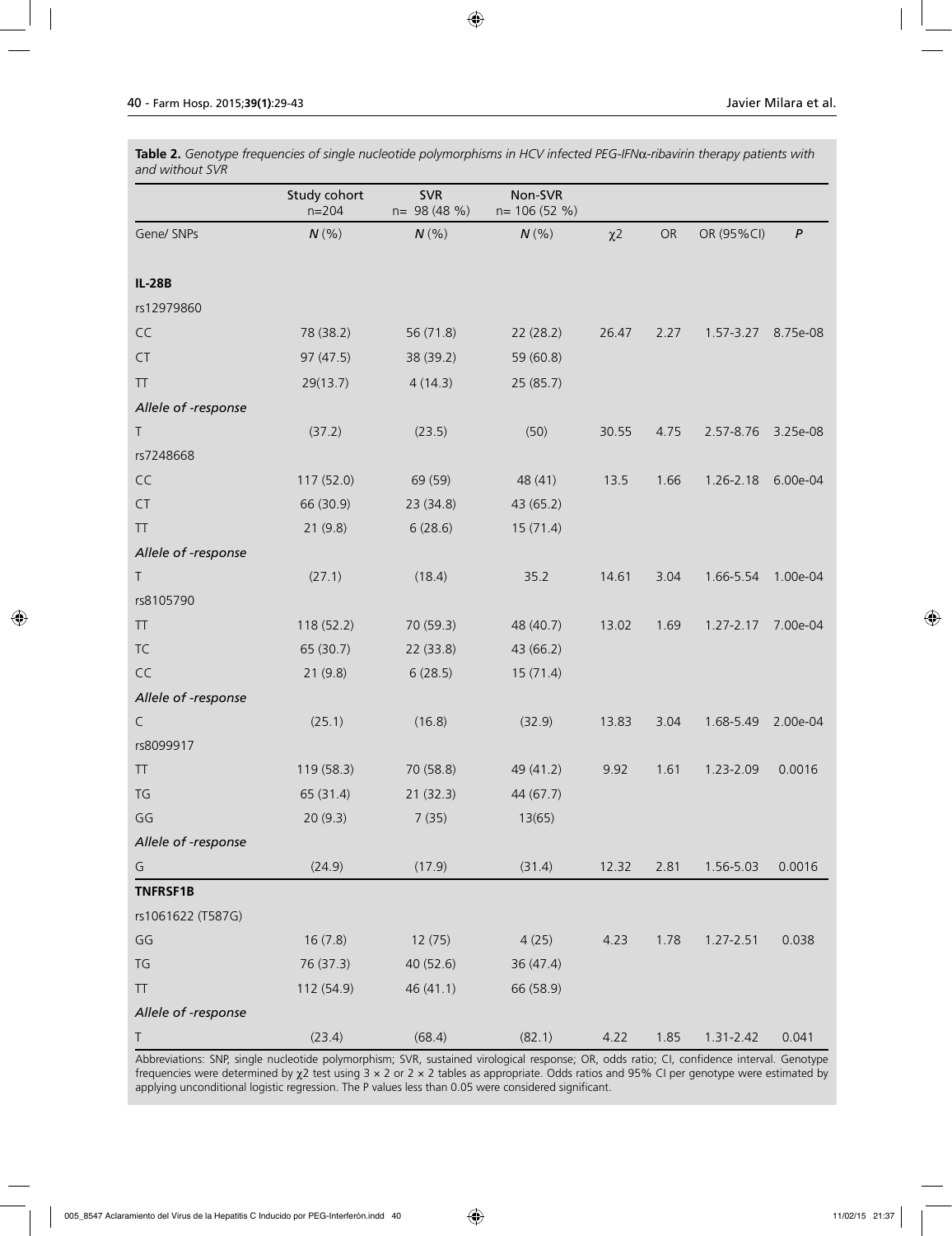**Table 2.** *Genotype frequencies of single nucleotide polymorphisms in HCV infected PEG-IFNα-ribavirin therapy patients with and without SVR*

| | Study cohort n=204 | SVR n= 98 (48 %) | Non-SVR n= 106 (52 %) | | | | |
|---|---|---|---|---|---|---|---|
| Gene/ SNPs | *N* (%) | *N* (%) | *N* (%) | $\chi2$ | OR | OR (95%CI) | *P* |
| **IL-28B** | | | | | | | |
| rs12979860 | | | | | | | |
| CC | 78 (38.2) | 56 (71.8) | 22 (28.2) | 26.47 | 2.27 | 1.57-3.27 | 8.75e-08 |
| CT | 97 (47.5) | 38 (39.2) | 59 (60.8) | | | | |
| TT | 29(13.7) | 4 (14.3) | 25 (85.7) | | | | |
| *Allele of -response* | | | | | | | |
| T | (37.2) | (23.5) | (50) | 30.55 | 4.75 | 2.57-8.76 | 3.25e-08 |
| rs7248668 | | | | | | | |
| CC | 117 (52.0) | 69 (59) | 48 (41) | 13.5 | 1.66 | 1.26-2.18 | 6.00e-04 |
| CT | 66 (30.9) | 23 (34.8) | 43 (65.2) | | | | |
| TT | 21 (9.8) | 6 (28.6) | 15 (71.4) | | | | |
| *Allele of -response* | | | | | | | |
| T | (27.1) | (18.4) | 35.2 | 14.61 | 3.04 | 1.66-5.54 | 1.00e-04 |
| rs8105790 | | | | | | | |
| TT | 118 (52.2) | 70 (59.3) | 48 (40.7) | 13.02 | 1.69 | 1.27-2.17 | 7.00e-04 |
| TC | 65 (30.7) | 22 (33.8) | 43 (66.2) | | | | |
| CC | 21 (9.8) | 6 (28.5) | 15 (71.4) | | | | |
| *Allele of -response* | | | | | | | |
| C | (25.1) | (16.8) | (32.9) | 13.83 | 3.04 | 1.68-5.49 | 2.00e-04 |
| rs8099917 | | | | | | | |
| TT | 119 (58.3) | 70 (58.8) | 49 (41.2) | 9.92 | 1.61 | 1.23-2.09 | 0.0016 |
| TG | 65 (31.4) | 21 (32.3) | 44 (67.7) | | | | |
| GG | 20 (9.3) | 7 (35) | 13(65) | | | | |
| *Allele of -response* | | | | | | | |
| G | (24.9) | (17.9) | (31.4) | 12.32 | 2.81 | 1.56-5.03 | 0.0016 |
| **TNFRSF1B** | | | | | | | |
| rs1061622 (T587G) | | | | | | | |
| GG | 16 (7.8) | 12 (75) | 4 (25) | 4.23 | 1.78 | 1.27-2.51 | 0.038 |
| TG | 76 (37.3) | 40 (52.6) | 36 (47.4) | | | | |
| TT | 112 (54.9) | 46 (41.1) | 66 (58.9) | | | | |
| *Allele of -response* | | | | | | | |
| T | (23.4) | (68.4) | (82.1) | 4.22 | 1.85 | 1.31-2.42 | 0.041 |

Abbreviations: SNP, single nucleotide polymorphism; SVR, sustained virological response; OR, odds ratio; CI, confidence interval. Genotype frequencies were determined by $\chi2$ test using 3 × 2 or 2 × 2 tables as appropriate. Odds ratios and 95% CI per genotype were estimated by applying unconditional logistic regression. The P values less than 0.05 were considered significant.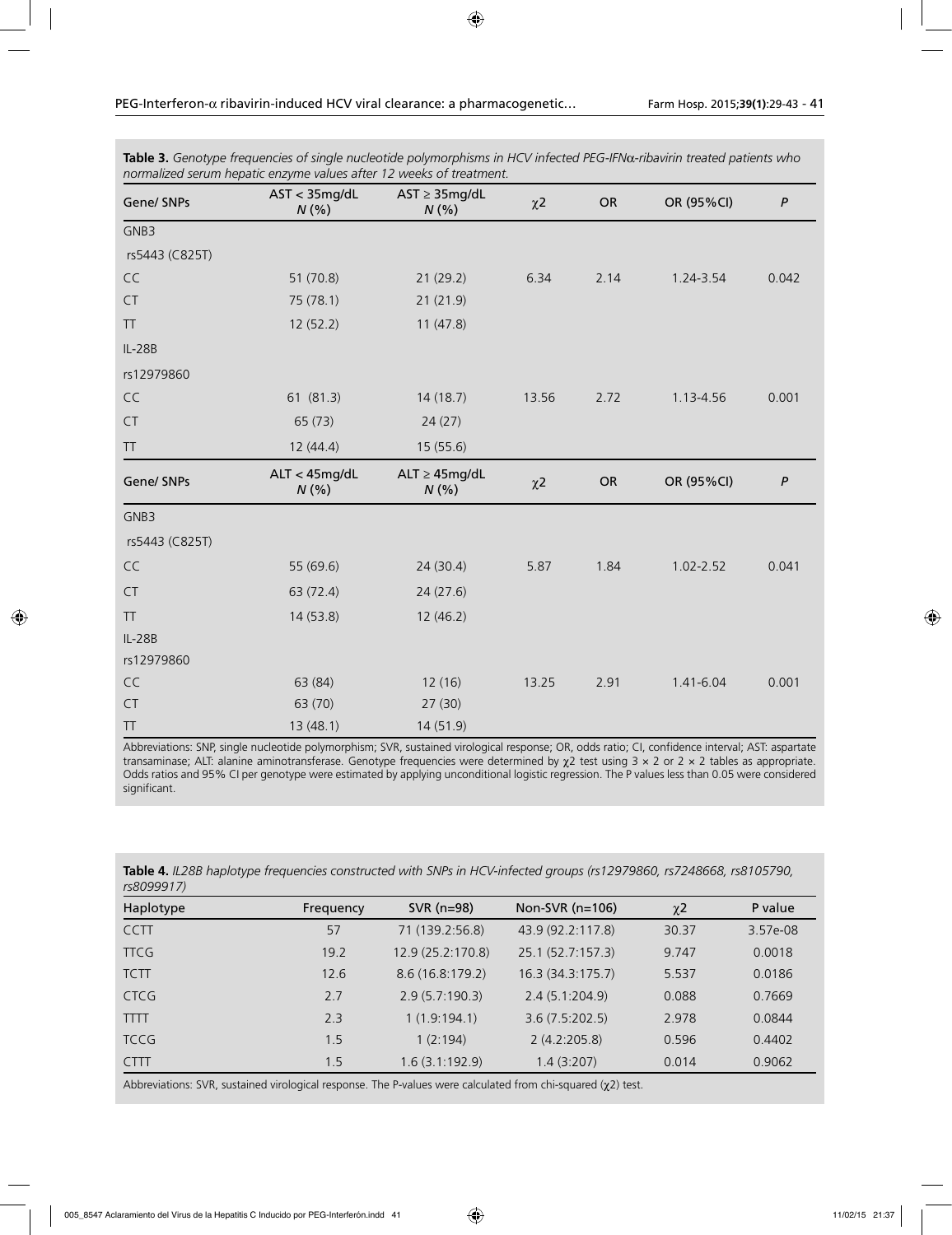**Table 3.** *Genotype frequencies of single nucleotide polymorphisms in HCV infected PEG-IFNα-ribavirin treated patients who normalized serum hepatic enzyme values after 12 weeks of treatment.*

| Gene/ SNPs | AST < 35mg/dL *N* (%) | AST ≥ 35mg/dL *N* (%) | χ2 | OR | OR (95%CI) | *P* |
|---|---|---|---|---|---|---|
| GNB3 | | | | | | |
| rs5443 (C825T) | | | | | | |
| CC | 51 (70.8) | 21 (29.2) | 6.34 | 2.14 | 1.24-3.54 | 0.042 |
| CT | 75 (78.1) | 21 (21.9) | | | | |
| TT | 12 (52.2) | 11 (47.8) | | | | |
| IL-28B | | | | | | |
| rs12979860 | | | | | | |
| CC | 61 (81.3) | 14 (18.7) | 13.56 | 2.72 | 1.13-4.56 | 0.001 |
| CT | 65 (73) | 24 (27) | | | | |
| TT | 12 (44.4) | 15 (55.6) | | | | |
| **Gene/ SNPs** | **ALT < 45mg/dL *N* (%)** | **ALT ≥ 45mg/dL *N* (%)** | **χ2** | **OR** | **OR (95%CI)** | ***P*** |
| GNB3 | | | | | | |
| rs5443 (C825T) | | | | | | |
| CC | 55 (69.6) | 24 (30.4) | 5.87 | 1.84 | 1.02-2.52 | 0.041 |
| CT | 63 (72.4) | 24 (27.6) | | | | |
| TT | 14 (53.8) | 12 (46.2) | | | | |
| IL-28B | | | | | | |
| rs12979860 | | | | | | |
| CC | 63 (84) | 12 (16) | 13.25 | 2.91 | 1.41-6.04 | 0.001 |
| CT | 63 (70) | 27 (30) | | | | |
| TT | 13 (48.1) | 14 (51.9) | | | | |

Abbreviations: SNP, single nucleotide polymorphism; SVR, sustained virological response; OR, odds ratio; CI, confidence interval; AST: aspartate transaminase; ALT: alanine aminotransferase. Genotype frequencies were determined by χ2 test using 3 × 2 or 2 × 2 tables as appropriate. Odds ratios and 95% CI per genotype were estimated by applying unconditional logistic regression. The P values less than 0.05 were considered significant.

**Table 4.** *IL28B haplotype frequencies constructed with SNPs in HCV-infected groups (rs12979860, rs7248668, rs8105790, rs8099917)*

| Haplotype | Frequency | SVR (n=98) | Non-SVR (n=106) | χ2 | P value |
|---|---|---|---|---|---|
| CCTT | 57 | 71 (139.2:56.8) | 43.9 (92.2:117.8) | 30.37 | 3.57e-08 |
| TTCG | 19.2 | 12.9 (25.2:170.8) | 25.1 (52.7:157.3) | 9.747 | 0.0018 |
| TCTT | 12.6 | 8.6 (16.8:179.2) | 16.3 (34.3:175.7) | 5.537 | 0.0186 |
| CTCG | 2.7 | 2.9 (5.7:190.3) | 2.4 (5.1:204.9) | 0.088 | 0.7669 |
| TTTT | 2.3 | 1 (1.9:194.1) | 3.6 (7.5:202.5) | 2.978 | 0.0844 |
| TCCG | 1.5 | 1 (2:194) | 2 (4.2:205.8) | 0.596 | 0.4402 |
| CTTT | 1.5 | 1.6 (3.1:192.9) | 1.4 (3:207) | 0.014 | 0.9062 |

Abbreviations: SVR, sustained virological response. The P-values were calculated from chi-squared (χ2) test.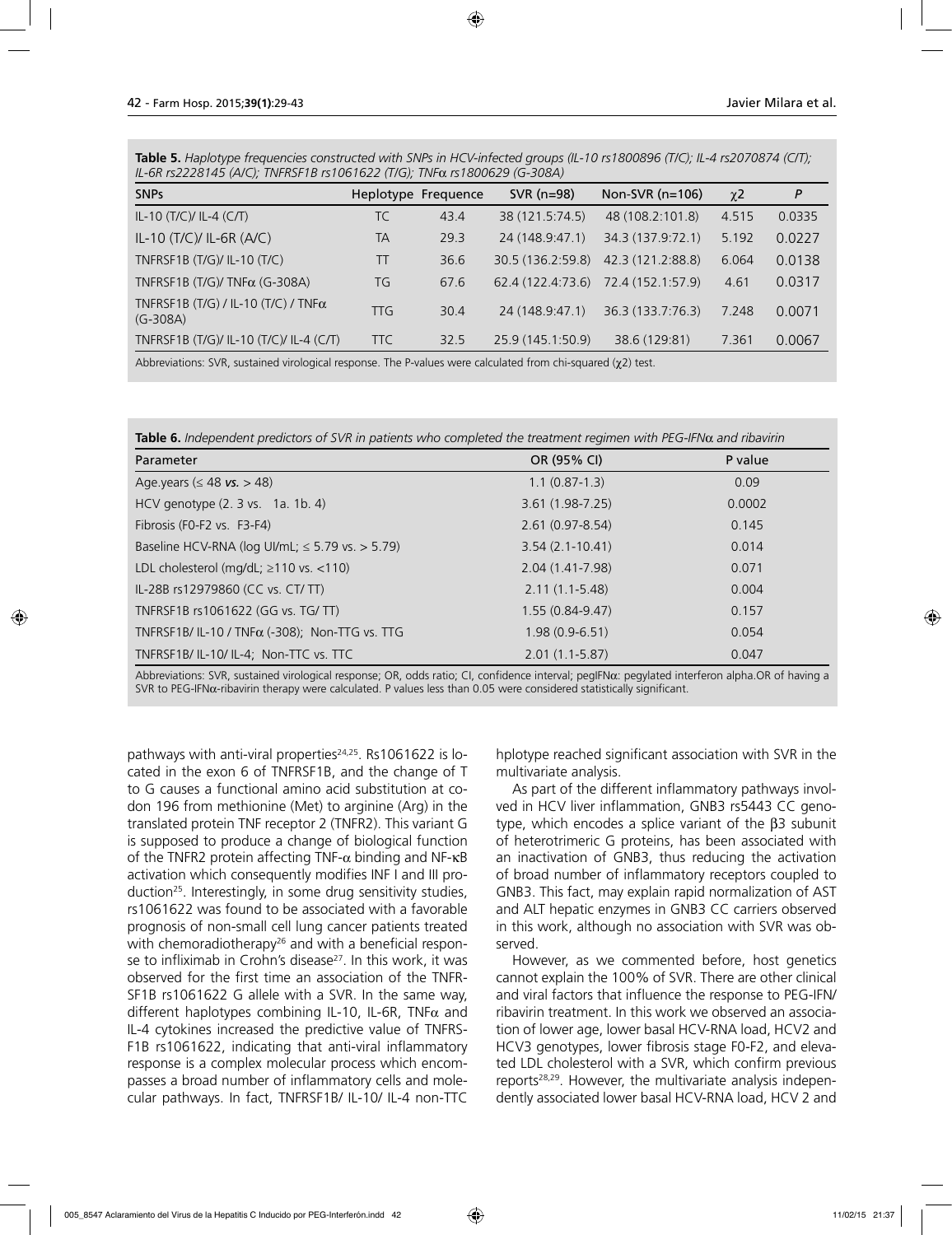**Table 5.** *Haplotype frequencies constructed with SNPs in HCV-infected groups (IL-10 rs1800896 (T/C); IL-4 rs2070874 (C/T); IL-6R rs2228145 (A/C); TNFRSF1B rs1061622 (T/G); TNFα rs1800629 (G-308A)*

| SNPs | Heplotype | Frequence | SVR (n=98) | Non-SVR (n=106) | χ2 | P |
|---|---|---|---|---|---|---|
| IL-10 (T/C)/ IL-4 (C/T) | TC | 43.4 | 38 (121.5:74.5) | 48 (108.2:101.8) | 4.515 | 0.0335 |
| IL-10 (T/C)/ IL-6R (A/C) | TA | 29.3 | 24 (148.9:47.1) | 34.3 (137.9:72.1) | 5.192 | 0.0227 |
| TNFRSF1B (T/G)/ IL-10 (T/C) | TT | 36.6 | 30.5 (136.2:59.8) | 42.3 (121.2:88.8) | 6.064 | 0.0138 |
| TNFRSF1B (T/G)/ TNFα (G-308A) | TG | 67.6 | 62.4 (122.4:73.6) | 72.4 (152.1:57.9) | 4.61 | 0.0317 |
| TNFRSF1B (T/G) / IL-10 (T/C) / TNFα (G-308A) | TTG | 30.4 | 24 (148.9:47.1) | 36.3 (133.7:76.3) | 7.248 | 0.0071 |
| TNFRSF1B (T/G)/ IL-10 (T/C)/ IL-4 (C/T) | TTC | 32.5 | 25.9 (145.1:50.9) | 38.6 (129:81) | 7.361 | 0.0067 |

Abbreviations: SVR, sustained virological response. The P-values were calculated from chi-squared (χ2) test.

**Table 6.** *Independent predictors of SVR in patients who completed the treatment regimen with PEG-IFNα and ribavirin*

| Parameter | OR (95% CI) | P value |
|---|---|---|
| Age.years (≤ 48 *vs.* > 48) | 1.1 (0.87-1.3) | 0.09 |
| HCV genotype (2. 3 vs. 1a. 1b. 4) | 3.61 (1.98-7.25) | 0.0002 |
| Fibrosis (F0-F2 vs. F3-F4) | 2.61 (0.97-8.54) | 0.145 |
| Baseline HCV-RNA (log UI/mL; ≤ 5.79 vs. > 5.79) | 3.54 (2.1-10.41) | 0.014 |
| LDL cholesterol (mg/dL; ≥110 vs. <110) | 2.04 (1.41-7.98) | 0.071 |
| IL-28B rs12979860 (CC vs. CT/ TT) | 2.11 (1.1-5.48) | 0.004 |
| TNFRSF1B rs1061622 (GG vs. TG/ TT) | 1.55 (0.84-9.47) | 0.157 |
| TNFRSF1B/ IL-10 / TNFα (-308); Non-TTG vs. TTG | 1.98 (0.9-6.51) | 0.054 |
| TNFRSF1B/ IL-10/ IL-4; Non-TTC vs. TTC | 2.01 (1.1-5.87) | 0.047 |

Abbreviations: SVR, sustained virological response; OR, odds ratio; CI, confidence interval; pegIFNα: pegylated interferon alpha.OR of having a SVR to PEG-IFNα-ribavirin therapy were calculated. P values less than 0.05 were considered statistically significant.

pathways with anti-viral properties[24,25]. Rs1061622 is located in the exon 6 of TNFRSF1B, and the change of T to G causes a functional amino acid substitution at codon 196 from methionine (Met) to arginine (Arg) in the translated protein TNF receptor 2 (TNFR2). This variant G is supposed to produce a change of biological function of the TNFR2 protein affecting TNF-α binding and NF-κB activation which consequently modifies INF I and III production[25]. Interestingly, in some drug sensitivity studies, rs1061622 was found to be associated with a favorable prognosis of non-small cell lung cancer patients treated with chemoradiotherapy[26] and with a beneficial response to infliximab in Crohn's disease[27]. In this work, it was observed for the first time an association of the TNFRSF1B rs1061622 G allele with a SVR. In the same way, different haplotypes combining IL-10, IL-6R, TNFα and IL-4 cytokines increased the predictive value of TNFRSF1B rs1061622, indicating that anti-viral inflammatory response is a complex molecular process which encompasses a broad number of inflammatory cells and molecular pathways. In fact, TNFRSF1B/ IL-10/ IL-4 non-TTC hplotype reached significant association with SVR in the multivariate analysis.

As part of the different inflammatory pathways involved in HCV liver inflammation, GNB3 rs5443 CC genotype, which encodes a splice variant of the β3 subunit of heterotrimeric G proteins, has been associated with an inactivation of GNB3, thus reducing the activation of broad number of inflammatory receptors coupled to GNB3. This fact, may explain rapid normalization of AST and ALT hepatic enzymes in GNB3 CC carriers observed in this work, although no association with SVR was observed.

However, as we commented before, host genetics cannot explain the 100% of SVR. There are other clinical and viral factors that influence the response to PEG-IFN/ ribavirin treatment. In this work we observed an association of lower age, lower basal HCV-RNA load, HCV2 and HCV3 genotypes, lower fibrosis stage F0-F2, and elevated LDL cholesterol with a SVR, which confirm previous reports[28,29]. However, the multivariate analysis independently associated lower basal HCV-RNA load, HCV 2 and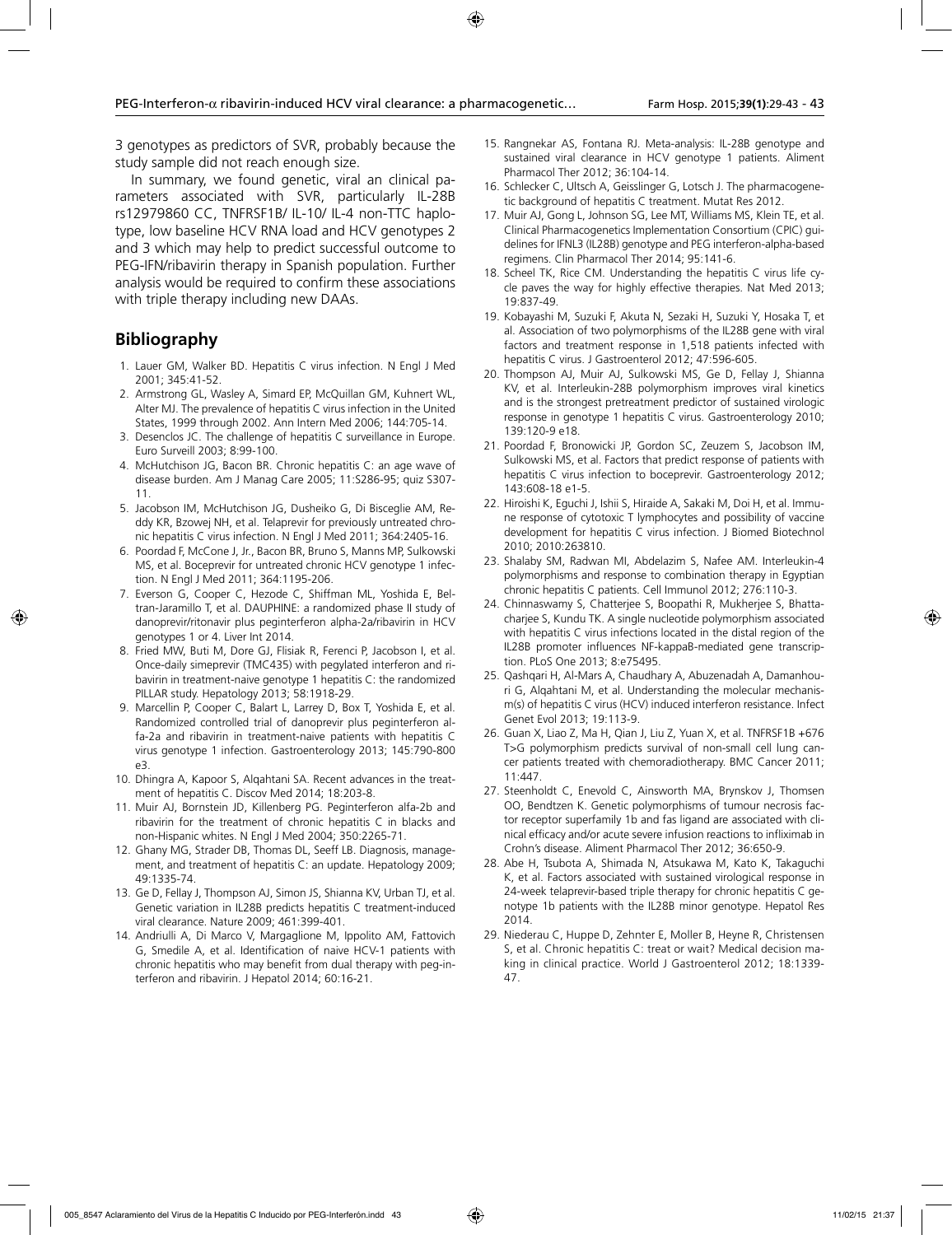3 genotypes as predictors of SVR, probably because the study sample did not reach enough size.

In summary, we found genetic, viral an clinical parameters associated with SVR, particularly IL-28B rs12979860 CC, TNFRSF1B/ IL-10/ IL-4 non-TTC haplotype, low baseline HCV RNA load and HCV genotypes 2 and 3 which may help to predict successful outcome to PEG-IFN/ribavirin therapy in Spanish population. Further analysis would be required to confirm these associations with triple therapy including new DAAs.

## Bibliography

1. Lauer GM, Walker BD. Hepatitis C virus infection. N Engl J Med 2001; 345:41-52.
2. Armstrong GL, Wasley A, Simard EP, McQuillan GM, Kuhnert WL, Alter MJ. The prevalence of hepatitis C virus infection in the United States, 1999 through 2002. Ann Intern Med 2006; 144:705-14.
3. Desenclos JC. The challenge of hepatitis C surveillance in Europe. Euro Surveill 2003; 8:99-100.
4. McHutchison JG, Bacon BR. Chronic hepatitis C: an age wave of disease burden. Am J Manag Care 2005; 11:S286-95; quiz S307-11.
5. Jacobson IM, McHutchison JG, Dusheiko G, Di Bisceglie AM, Reddy KR, Bzowej NH, et al. Telaprevir for previously untreated chronic hepatitis C virus infection. N Engl J Med 2011; 364:2405-16.
6. Poordad F, McCone J, Jr., Bacon BR, Bruno S, Manns MP, Sulkowski MS, et al. Boceprevir for untreated chronic HCV genotype 1 infection. N Engl J Med 2011; 364:1195-206.
7. Everson G, Cooper C, Hezode C, Shiffman ML, Yoshida E, Beltran-Jaramillo T, et al. DAUPHINE: a randomized phase II study of danoprevir/ritonavir plus peginterferon alpha-2a/ribavirin in HCV genotypes 1 or 4. Liver Int 2014.
8. Fried MW, Buti M, Dore GJ, Flisiak R, Ferenci P, Jacobson I, et al. Once-daily simeprevir (TMC435) with pegylated interferon and ribavirin in treatment-naive genotype 1 hepatitis C: the randomized PILLAR study. Hepatology 2013; 58:1918-29.
9. Marcellin P, Cooper C, Balart L, Larrey D, Box T, Yoshida E, et al. Randomized controlled trial of danoprevir plus peginterferon alfa-2a and ribavirin in treatment-naive patients with hepatitis C virus genotype 1 infection. Gastroenterology 2013; 145:790-800 e3.
10. Dhingra A, Kapoor S, Alqahtani SA. Recent advances in the treatment of hepatitis C. Discov Med 2014; 18:203-8.
11. Muir AJ, Bornstein JD, Killenberg PG. Peginterferon alfa-2b and ribavirin for the treatment of chronic hepatitis C in blacks and non-Hispanic whites. N Engl J Med 2004; 350:2265-71.
12. Ghany MG, Strader DB, Thomas DL, Seeff LB. Diagnosis, management, and treatment of hepatitis C: an update. Hepatology 2009; 49:1335-74.
13. Ge D, Fellay J, Thompson AJ, Simon JS, Shianna KV, Urban TJ, et al. Genetic variation in IL28B predicts hepatitis C treatment-induced viral clearance. Nature 2009; 461:399-401.
14. Andriulli A, Di Marco V, Margaglione M, Ippolito AM, Fattovich G, Smedile A, et al. Identification of naive HCV-1 patients with chronic hepatitis who may benefit from dual therapy with peg-interferon and ribavirin. J Hepatol 2014; 60:16-21.
15. Rangnekar AS, Fontana RJ. Meta-analysis: IL-28B genotype and sustained viral clearance in HCV genotype 1 patients. Aliment Pharmacol Ther 2012; 36:104-14.
16. Schlecker C, Ultsch A, Geisslinger G, Lotsch J. The pharmacogenetic background of hepatitis C treatment. Mutat Res 2012.
17. Muir AJ, Gong L, Johnson SG, Lee MT, Williams MS, Klein TE, et al. Clinical Pharmacogenetics Implementation Consortium (CPIC) guidelines for IFNL3 (IL28B) genotype and PEG interferon-alpha-based regimens. Clin Pharmacol Ther 2014; 95:141-6.
18. Scheel TK, Rice CM. Understanding the hepatitis C virus life cycle paves the way for highly effective therapies. Nat Med 2013; 19:837-49.
19. Kobayashi M, Suzuki F, Akuta N, Sezaki H, Suzuki Y, Hosaka T, et al. Association of two polymorphisms of the IL28B gene with viral factors and treatment response in 1,518 patients infected with hepatitis C virus. J Gastroenterol 2012; 47:596-605.
20. Thompson AJ, Muir AJ, Sulkowski MS, Ge D, Fellay J, Shianna KV, et al. Interleukin-28B polymorphism improves viral kinetics and is the strongest pretreatment predictor of sustained virologic response in genotype 1 hepatitis C virus. Gastroenterology 2010; 139:120-9 e18.
21. Poordad F, Bronowicki JP, Gordon SC, Zeuzem S, Jacobson IM, Sulkowski MS, et al. Factors that predict response of patients with hepatitis C virus infection to boceprevir. Gastroenterology 2012; 143:608-18 e1-5.
22. Hiroishi K, Eguchi J, Ishii S, Hiraide A, Sakaki M, Doi H, et al. Immune response of cytotoxic T lymphocytes and possibility of vaccine development for hepatitis C virus infection. J Biomed Biotechnol 2010; 2010:263810.
23. Shalaby SM, Radwan MI, Abdelazim S, Nafee AM. Interleukin-4 polymorphisms and response to combination therapy in Egyptian chronic hepatitis C patients. Cell Immunol 2012; 276:110-3.
24. Chinnaswamy S, Chatterjee S, Boopathi R, Mukherjee S, Bhattacharjee S, Kundu TK. A single nucleotide polymorphism associated with hepatitis C virus infections located in the distal region of the IL28B promoter influences NF-kappaB-mediated gene transcription. PLoS One 2013; 8:e75495.
25. Qashqari H, Al-Mars A, Chaudhary A, Abuzenadah A, Damanhouri G, Alqahtani M, et al. Understanding the molecular mechanism(s) of hepatitis C virus (HCV) induced interferon resistance. Infect Genet Evol 2013; 19:113-9.
26. Guan X, Liao Z, Ma H, Qian J, Liu Z, Yuan X, et al. TNFRSF1B +676 T>G polymorphism predicts survival of non-small cell lung cancer patients treated with chemoradiotherapy. BMC Cancer 2011; 11:447.
27. Steenholdt C, Enevold C, Ainsworth MA, Brynskov J, Thomsen OO, Bendtzen K. Genetic polymorphisms of tumour necrosis factor receptor superfamily 1b and fas ligand are associated with clinical efficacy and/or acute severe infusion reactions to infliximab in Crohn's disease. Aliment Pharmacol Ther 2012; 36:650-9.
28. Abe H, Tsubota A, Shimada N, Atsukawa M, Kato K, Takaguchi K, et al. Factors associated with sustained virological response in 24-week telaprevir-based triple therapy for chronic hepatitis C genotype 1b patients with the IL28B minor genotype. Hepatol Res 2014.
29. Niederau C, Huppe D, Zehnter E, Moller B, Heyne R, Christensen S, et al. Chronic hepatitis C: treat or wait? Medical decision making in clinical practice. World J Gastroenterol 2012; 18:1339-47.